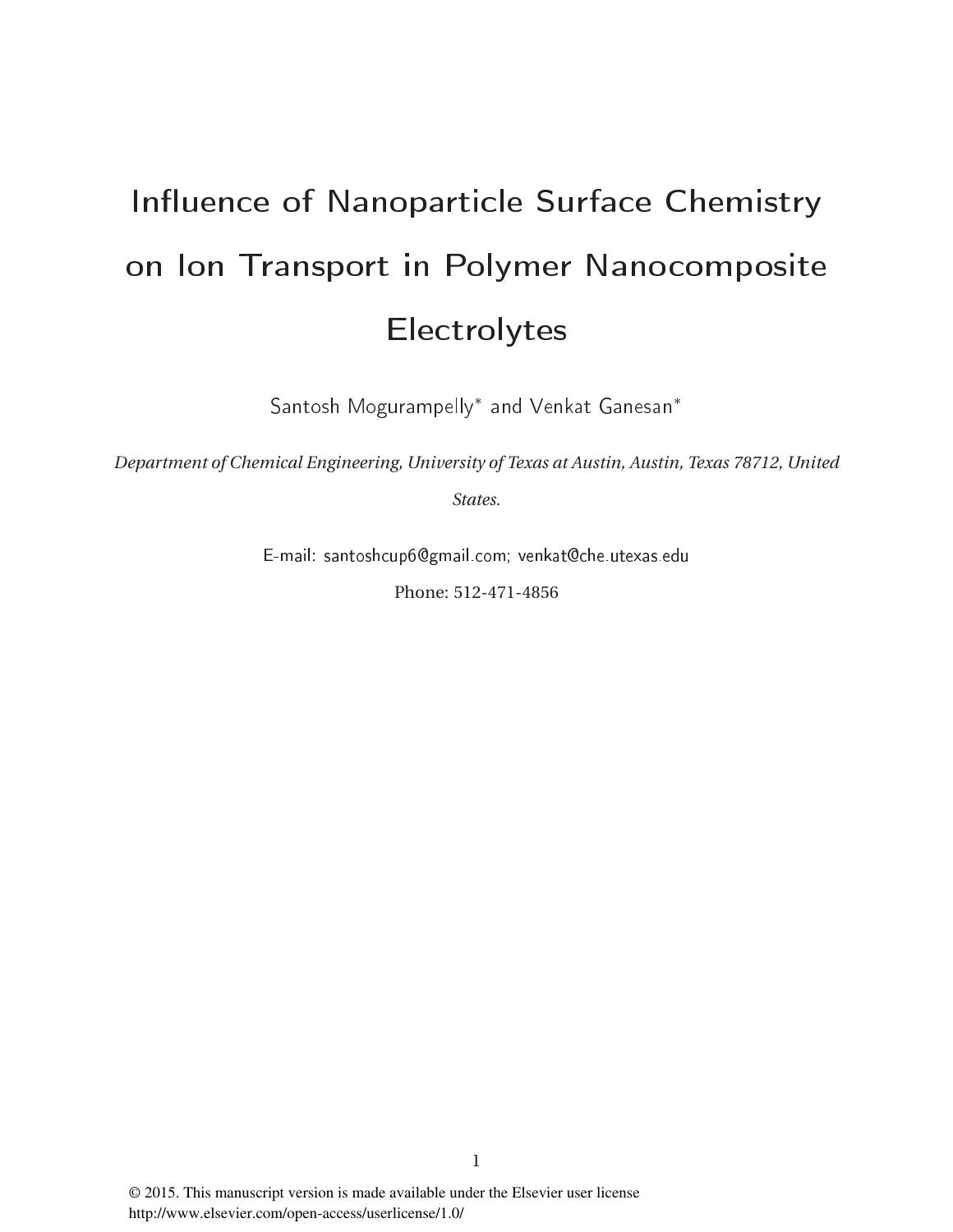# Influence of Nanoparticle Surface Chemistry on Ion Transport in Polymer Nanocomposite Electrolytes

Santosh Mogurampelly* and Venkat Ganesan*

*Department of Chemical Engineering, University of Texas at Austin, Austin, Texas 78712, United States.*

E-mail: santoshcup6@gmail.com; venkat@che.utexas.edu

Phone: 512-471-4856

© 2015. This manuscript version is made available under the Elsevier user license
http://www.elsevier.com/open-access/userlicense/1.0/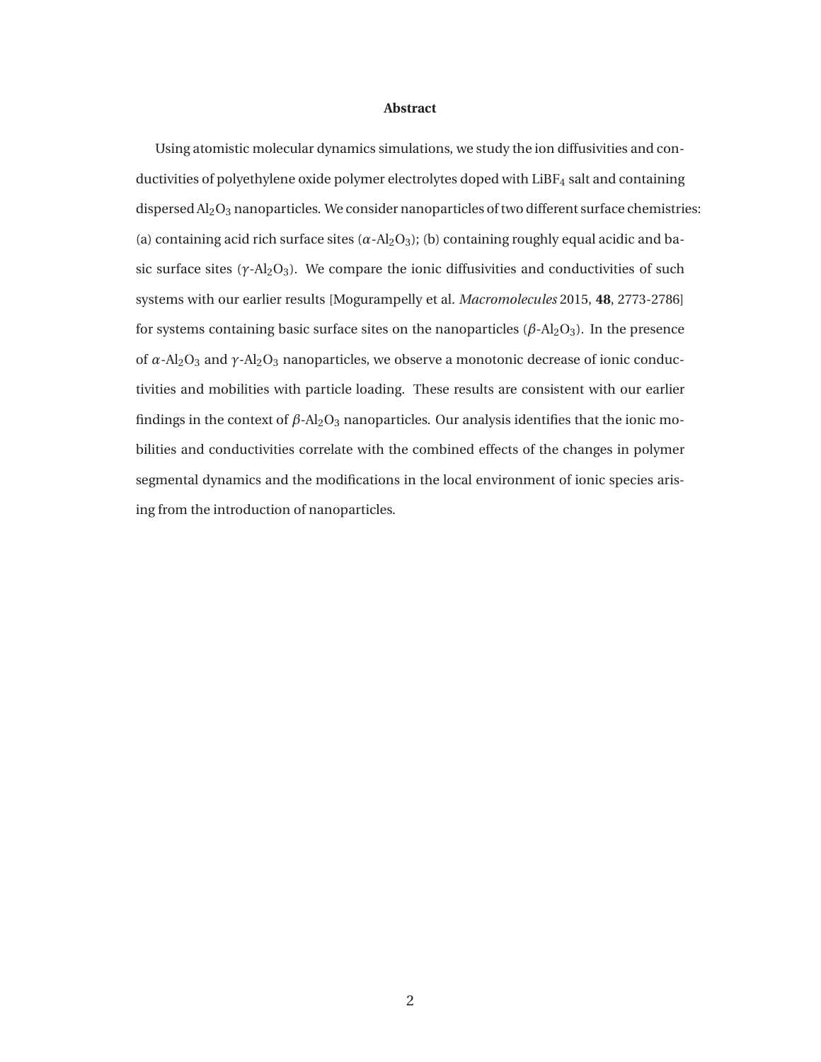## Abstract

Using atomistic molecular dynamics simulations, we study the ion diffusivities and conductivities of polyethylene oxide polymer electrolytes doped with $LiBF_4$ salt and containing dispersed $Al_2O_3$ nanoparticles. We consider nanoparticles of two different surface chemistries: (a) containing acid rich surface sites ($\alpha$-$Al_2O_3$); (b) containing roughly equal acidic and basic surface sites ($\gamma$-$Al_2O_3$). We compare the ionic diffusivities and conductivities of such systems with our earlier results [Mogurampelly et al. *Macromolecules* 2015, **48**, 2773-2786] for systems containing basic surface sites on the nanoparticles ($\beta$-$Al_2O_3$). In the presence of $\alpha$-$Al_2O_3$ and $\gamma$-$Al_2O_3$ nanoparticles, we observe a monotonic decrease of ionic conductivities and mobilities with particle loading. These results are consistent with our earlier findings in the context of $\beta$-$Al_2O_3$ nanoparticles. Our analysis identifies that the ionic mobilities and conductivities correlate with the combined effects of the changes in polymer segmental dynamics and the modifications in the local environment of ionic species arising from the introduction of nanoparticles.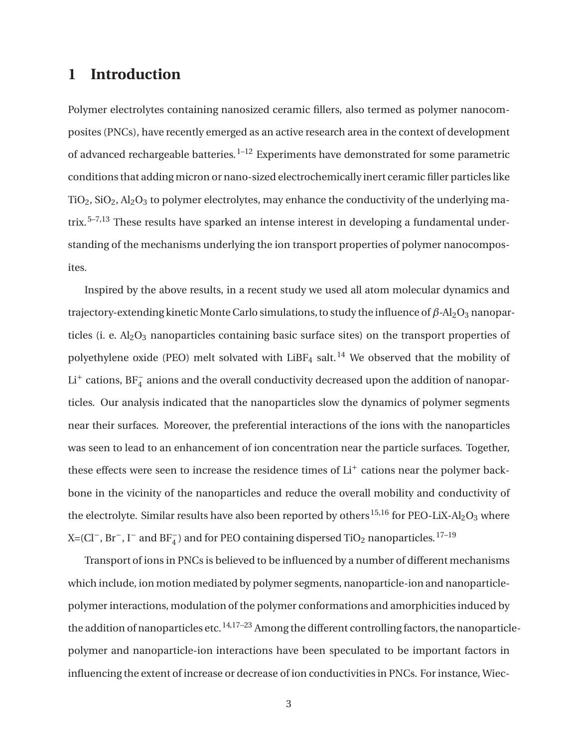# 1 Introduction

Polymer electrolytes containing nanosized ceramic fillers, also termed as polymer nanocomposites (PNCs), have recently emerged as an active research area in the context of development of advanced rechargeable batteries.[1–12] Experiments have demonstrated for some parametric conditions that adding micron or nano-sized electrochemically inert ceramic filler particles like $TiO_2$, $SiO_2$, $Al_2O_3$ to polymer electrolytes, may enhance the conductivity of the underlying matrix.[5–7,13] These results have sparked an intense interest in developing a fundamental understanding of the mechanisms underlying the ion transport properties of polymer nanocomposites.

Inspired by the above results, in a recent study we used all atom molecular dynamics and trajectory-extending kinetic Monte Carlo simulations, to study the influence of $\beta$-$Al_2O_3$ nanoparticles (i. e. $Al_2O_3$ nanoparticles containing basic surface sites) on the transport properties of polyethylene oxide (PEO) melt solvated with $LiBF_4$ salt.[14] We observed that the mobility of $Li^+$ cations, $BF_4^-$ anions and the overall conductivity decreased upon the addition of nanoparticles. Our analysis indicated that the nanoparticles slow the dynamics of polymer segments near their surfaces. Moreover, the preferential interactions of the ions with the nanoparticles was seen to lead to an enhancement of ion concentration near the particle surfaces. Together, these effects were seen to increase the residence times of $Li^+$ cations near the polymer backbone in the vicinity of the nanoparticles and reduce the overall mobility and conductivity of the electrolyte. Similar results have also been reported by others[15,16] for PEO-LiX-$Al_2O_3$ where X=($Cl^-$, $Br^-$, $I^-$ and $BF_4^-$) and for PEO containing dispersed $TiO_2$ nanoparticles.[17–19]

Transport of ions in PNCs is believed to be influenced by a number of different mechanisms which include, ion motion mediated by polymer segments, nanoparticle-ion and nanoparticle-polymer interactions, modulation of the polymer conformations and amorphicities induced by the addition of nanoparticles etc.[14,17–23] Among the different controlling factors, the nanoparticle-polymer and nanoparticle-ion interactions have been speculated to be important factors in influencing the extent of increase or decrease of ion conductivities in PNCs. For instance, Wiec-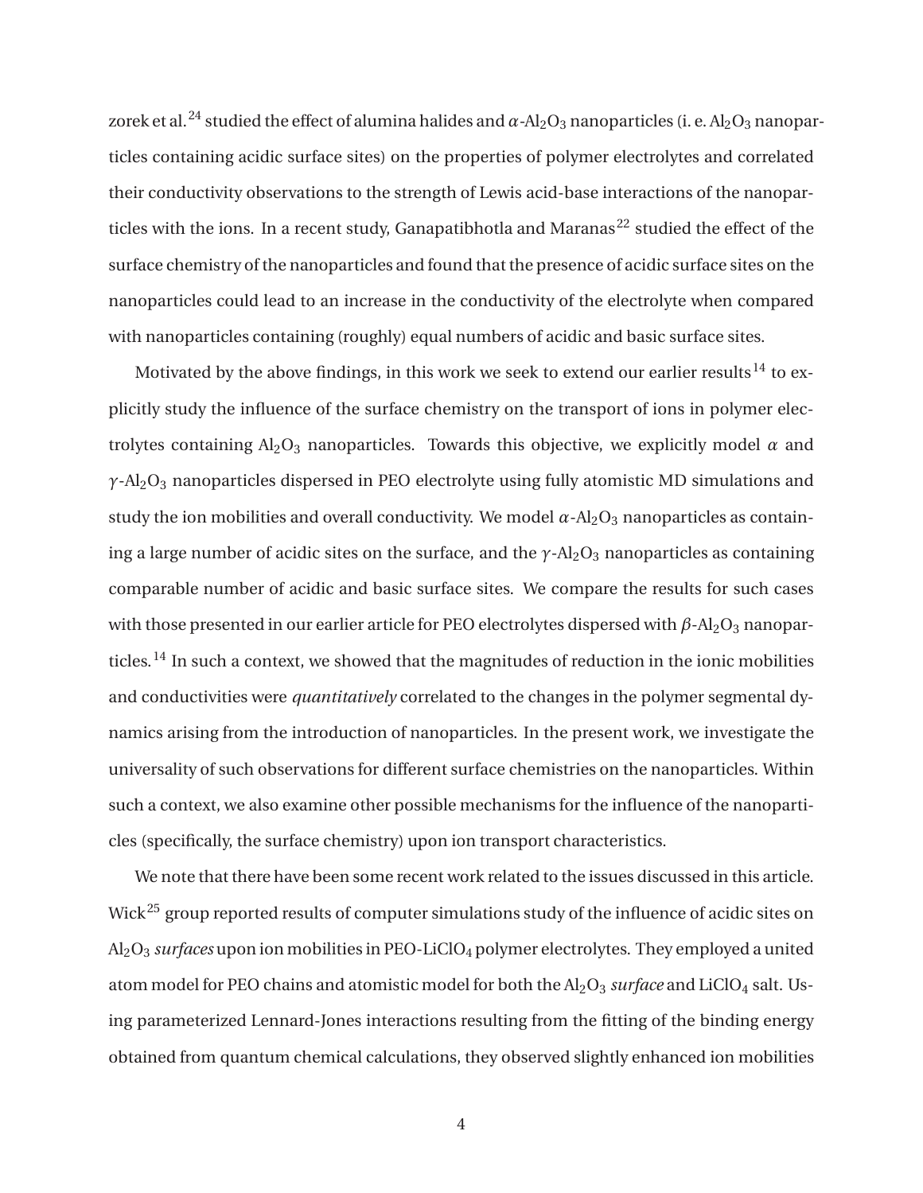zorek et al.[24] studied the effect of alumina halides and $\alpha$-$Al_2O_3$ nanoparticles (i. e. $Al_2O_3$ nanoparticles containing acidic surface sites) on the properties of polymer electrolytes and correlated their conductivity observations to the strength of Lewis acid-base interactions of the nanoparticles with the ions. In a recent study, Ganapatibhotla and Maranas[22] studied the effect of the surface chemistry of the nanoparticles and found that the presence of acidic surface sites on the nanoparticles could lead to an increase in the conductivity of the electrolyte when compared with nanoparticles containing (roughly) equal numbers of acidic and basic surface sites.

Motivated by the above findings, in this work we seek to extend our earlier results[14] to explicitly study the influence of the surface chemistry on the transport of ions in polymer electrolytes containing $Al_2O_3$ nanoparticles. Towards this objective, we explicitly model $\alpha$ and $\gamma$-$Al_2O_3$ nanoparticles dispersed in PEO electrolyte using fully atomistic MD simulations and study the ion mobilities and overall conductivity. We model $\alpha$-$Al_2O_3$ nanoparticles as containing a large number of acidic sites on the surface, and the $\gamma$-$Al_2O_3$ nanoparticles as containing comparable number of acidic and basic surface sites. We compare the results for such cases with those presented in our earlier article for PEO electrolytes dispersed with $\beta$-$Al_2O_3$ nanoparticles.[14] In such a context, we showed that the magnitudes of reduction in the ionic mobilities and conductivities were *quantitatively* correlated to the changes in the polymer segmental dynamics arising from the introduction of nanoparticles. In the present work, we investigate the universality of such observations for different surface chemistries on the nanoparticles. Within such a context, we also examine other possible mechanisms for the influence of the nanoparticles (specifically, the surface chemistry) upon ion transport characteristics.

We note that there have been some recent work related to the issues discussed in this article. Wick[25] group reported results of computer simulations study of the influence of acidic sites on $Al_2O_3$ *surfaces* upon ion mobilities in PEO-$LiClO_4$ polymer electrolytes. They employed a united atom model for PEO chains and atomistic model for both the $Al_2O_3$ *surface* and $LiClO_4$ salt. Using parameterized Lennard-Jones interactions resulting from the fitting of the binding energy obtained from quantum chemical calculations, they observed slightly enhanced ion mobilities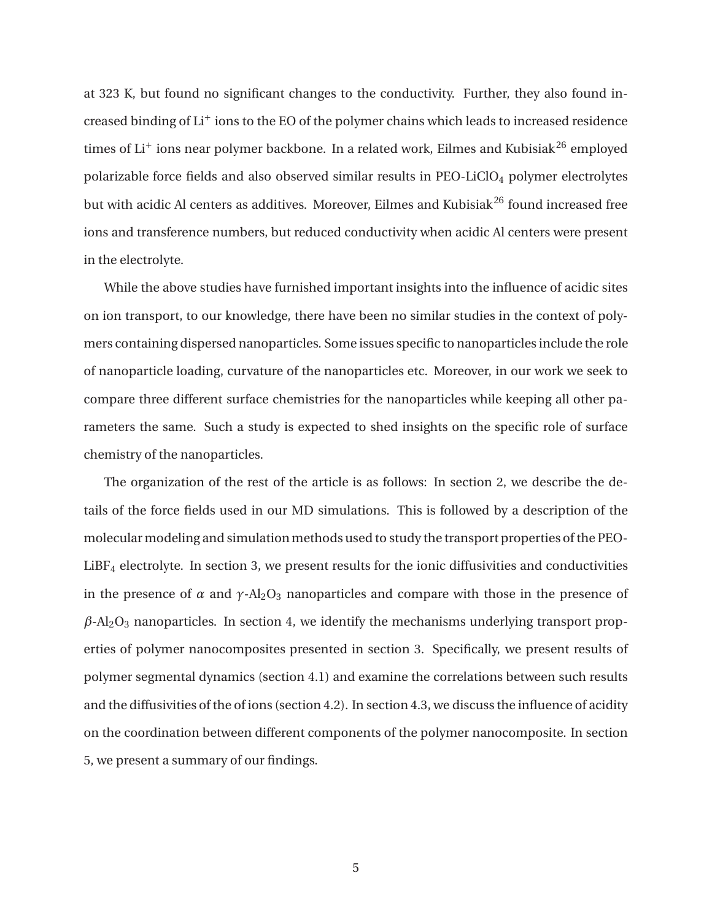at 323 K, but found no significant changes to the conductivity. Further, they also found increased binding of $Li^+$ ions to the EO of the polymer chains which leads to increased residence times of $Li^+$ ions near polymer backbone. In a related work, Eilmes and Kubisiak[26] employed polarizable force fields and also observed similar results in PEO-$LiClO_4$ polymer electrolytes but with acidic Al centers as additives. Moreover, Eilmes and Kubisiak[26] found increased free ions and transference numbers, but reduced conductivity when acidic Al centers were present in the electrolyte.

While the above studies have furnished important insights into the influence of acidic sites on ion transport, to our knowledge, there have been no similar studies in the context of polymers containing dispersed nanoparticles. Some issues specific to nanoparticles include the role of nanoparticle loading, curvature of the nanoparticles etc. Moreover, in our work we seek to compare three different surface chemistries for the nanoparticles while keeping all other parameters the same. Such a study is expected to shed insights on the specific role of surface chemistry of the nanoparticles.

The organization of the rest of the article is as follows: In section 2, we describe the details of the force fields used in our MD simulations. This is followed by a description of the molecular modeling and simulation methods used to study the transport properties of the PEO-$LiBF_4$ electrolyte. In section 3, we present results for the ionic diffusivities and conductivities in the presence of $\alpha$ and $\gamma$-$Al_2O_3$ nanoparticles and compare with those in the presence of $\beta$-$Al_2O_3$ nanoparticles. In section 4, we identify the mechanisms underlying transport properties of polymer nanocomposites presented in section 3. Specifically, we present results of polymer segmental dynamics (section 4.1) and examine the correlations between such results and the diffusivities of the of ions (section 4.2). In section 4.3, we discuss the influence of acidity on the coordination between different components of the polymer nanocomposite. In section 5, we present a summary of our findings.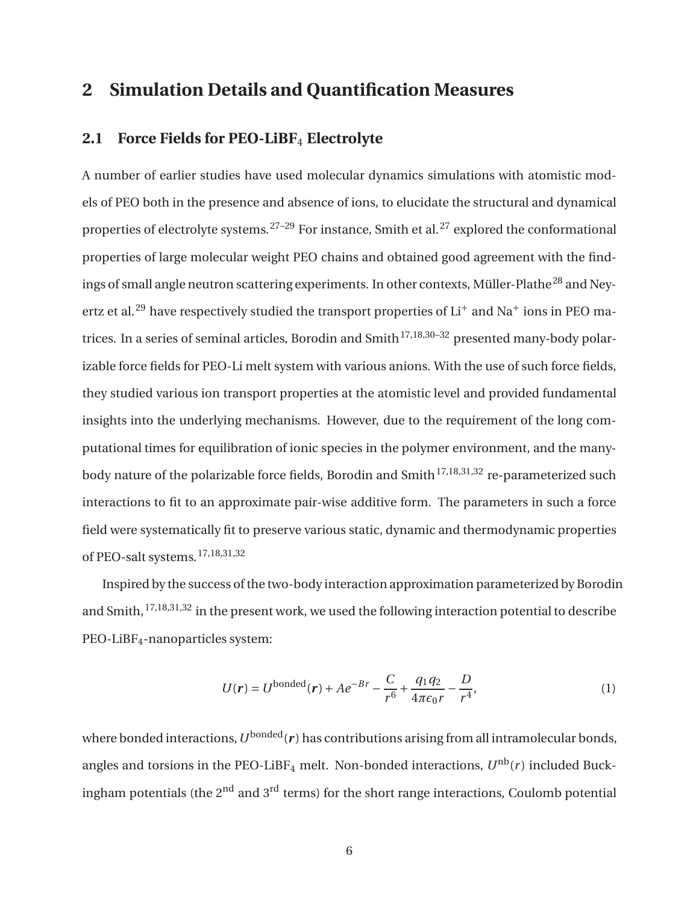## 2 Simulation Details and Quantification Measures

### 2.1 Force Fields for PEO-$LiBF_4$ Electrolyte

A number of earlier studies have used molecular dynamics simulations with atomistic models of PEO both in the presence and absence of ions, to elucidate the structural and dynamical properties of electrolyte systems.[27–29] For instance, Smith et al.[27] explored the conformational properties of large molecular weight PEO chains and obtained good agreement with the findings of small angle neutron scattering experiments. In other contexts, Müller-Plathe[28] and Neyertz et al.[29] have respectively studied the transport properties of $Li^+$ and $Na^+$ ions in PEO matrices. In a series of seminal articles, Borodin and Smith[17,18,30–32] presented many-body polarizable force fields for PEO-Li melt system with various anions. With the use of such force fields, they studied various ion transport properties at the atomistic level and provided fundamental insights into the underlying mechanisms. However, due to the requirement of the long computational times for equilibration of ionic species in the polymer environment, and the many-body nature of the polarizable force fields, Borodin and Smith[17,18,31,32] re-parameterized such interactions to fit to an approximate pair-wise additive form. The parameters in such a force field were systematically fit to preserve various static, dynamic and thermodynamic properties of PEO-salt systems.[17,18,31,32]

Inspired by the success of the two-body interaction approximation parameterized by Borodin and Smith,[17,18,31,32] in the present work, we used the following interaction potential to describe PEO-$LiBF_4$-nanoparticles system:

$$U(\boldsymbol{r}) = U^{\text{bonded}}(\boldsymbol{r}) + Ae^{-Br} - \frac{C}{r^6} + \frac{q_1 q_2}{4\pi\epsilon_0 r} - \frac{D}{r^4}, \tag{1}$$

where bonded interactions, $U^{\text{bonded}}(\boldsymbol{r})$ has contributions arising from all intramolecular bonds, angles and torsions in the PEO-$LiBF_4$ melt. Non-bonded interactions, $U^{\text{nb}}(r)$ included Buckingham potentials (the 2$^{\text{nd}}$ and 3$^{\text{rd}}$ terms) for the short range interactions, Coulomb potential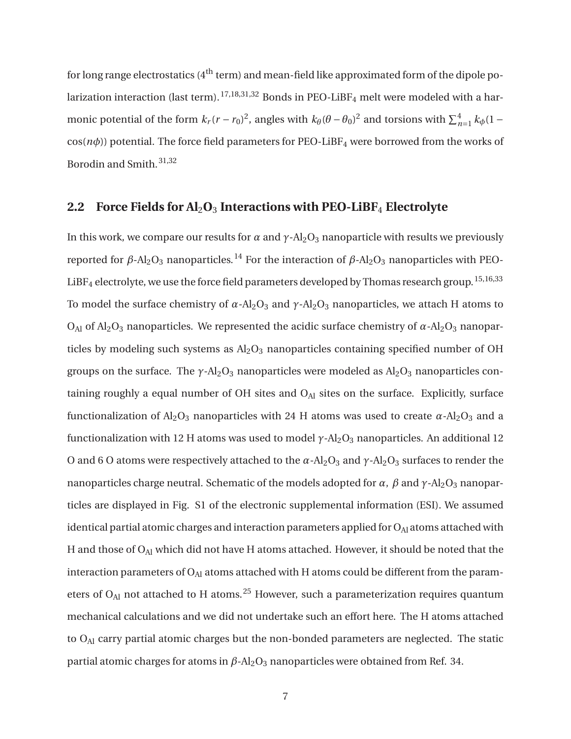for long range electrostatics (4$^{\text{th}}$ term) and mean-field like approximated form of the dipole polarization interaction (last term).[17,18,31,32] Bonds in PEO-$LiBF_4$ melt were modeled with a harmonic potential of the form $k_r(r - r_0)^2$, angles with $k_\theta(\theta - \theta_0)^2$ and torsions with $\sum_{n=1}^{4} k_\phi(1 - \cos(n\phi))$ potential. The force field parameters for PEO-$LiBF_4$ were borrowed from the works of Borodin and Smith.[31,32]

## 2.2 Force Fields for $Al_2O_3$ Interactions with PEO-$LiBF_4$ Electrolyte

In this work, we compare our results for $\alpha$ and $\gamma$-$Al_2O_3$ nanoparticle with results we previously reported for $\beta$-$Al_2O_3$ nanoparticles.[14] For the interaction of $\beta$-$Al_2O_3$ nanoparticles with PEO-$LiBF_4$ electrolyte, we use the force field parameters developed by Thomas research group.[15,16,33] To model the surface chemistry of $\alpha$-$Al_2O_3$ and $\gamma$-$Al_2O_3$ nanoparticles, we attach H atoms to $O_{Al}$ of $Al_2O_3$ nanoparticles. We represented the acidic surface chemistry of $\alpha$-$Al_2O_3$ nanoparticles by modeling such systems as $Al_2O_3$ nanoparticles containing specified number of OH groups on the surface. The $\gamma$-$Al_2O_3$ nanoparticles were modeled as $Al_2O_3$ nanoparticles containing roughly a equal number of OH sites and $O_{Al}$ sites on the surface. Explicitly, surface functionalization of $Al_2O_3$ nanoparticles with 24 H atoms was used to create $\alpha$-$Al_2O_3$ and a functionalization with 12 H atoms was used to model $\gamma$-$Al_2O_3$ nanoparticles. An additional 12 O and 6 O atoms were respectively attached to the $\alpha$-$Al_2O_3$ and $\gamma$-$Al_2O_3$ surfaces to render the nanoparticles charge neutral. Schematic of the models adopted for $\alpha$, $\beta$ and $\gamma$-$Al_2O_3$ nanoparticles are displayed in Fig. S1 of the electronic supplemental information (ESI). We assumed identical partial atomic charges and interaction parameters applied for $O_{Al}$ atoms attached with H and those of $O_{Al}$ which did not have H atoms attached. However, it should be noted that the interaction parameters of $O_{Al}$ atoms attached with H atoms could be different from the parameters of $O_{Al}$ not attached to H atoms.[25] However, such a parameterization requires quantum mechanical calculations and we did not undertake such an effort here. The H atoms attached to $O_{Al}$ carry partial atomic charges but the non-bonded parameters are neglected. The static partial atomic charges for atoms in $\beta$-$Al_2O_3$ nanoparticles were obtained from Ref. 34.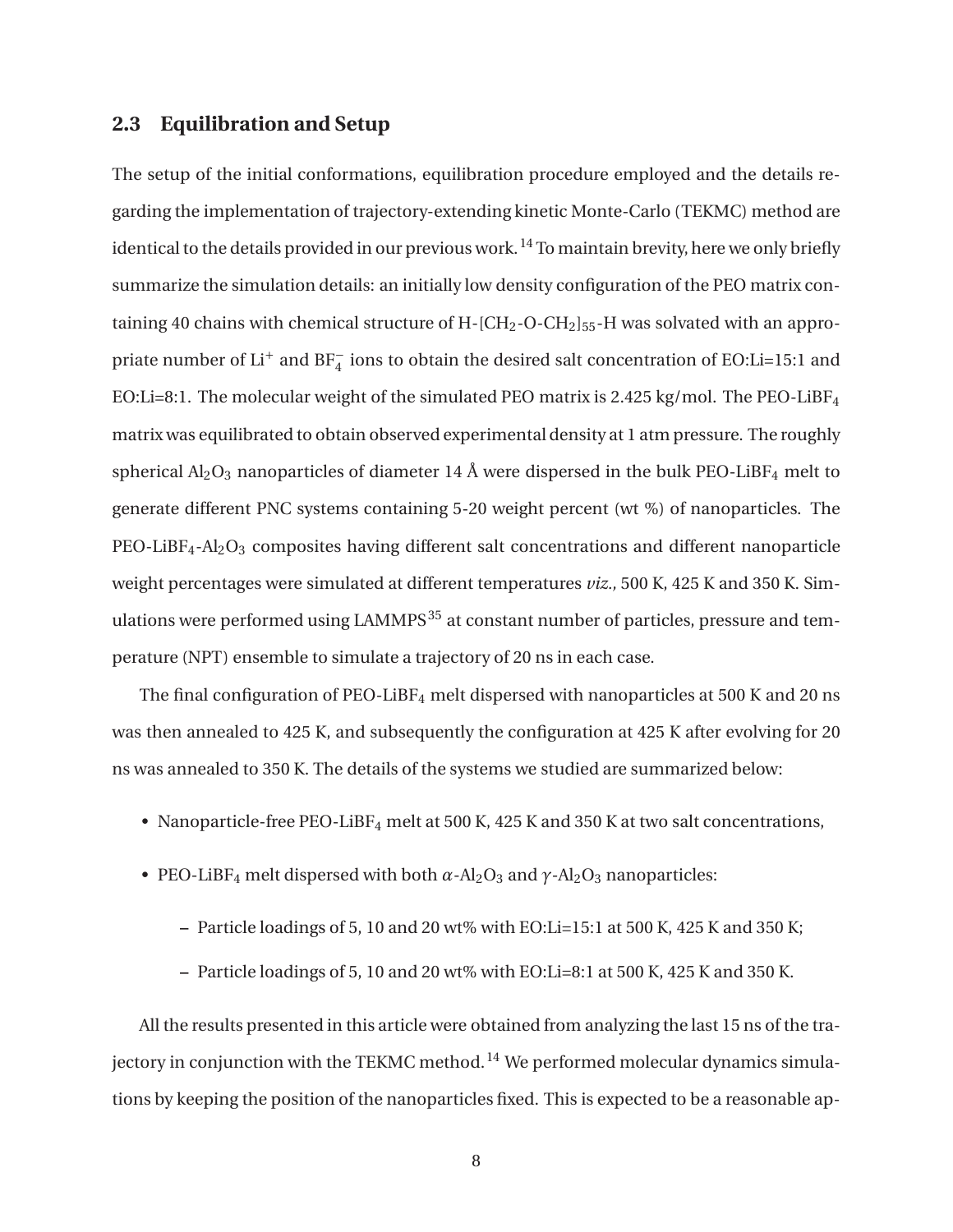### 2.3 Equilibration and Setup

The setup of the initial conformations, equilibration procedure employed and the details regarding the implementation of trajectory-extending kinetic Monte-Carlo (TEKMC) method are identical to the details provided in our previous work.[14] To maintain brevity, here we only briefly summarize the simulation details: an initially low density configuration of the PEO matrix containing 40 chains with chemical structure of H-$[CH_2\text{-}O\text{-}CH_2]_{55}$-H was solvated with an appropriate number of $Li^+$ and $BF_4^-$ ions to obtain the desired salt concentration of EO:Li=15:1 and EO:Li=8:1. The molecular weight of the simulated PEO matrix is 2.425 kg/mol. The PEO-$LiBF_4$ matrix was equilibrated to obtain observed experimental density at 1 atm pressure. The roughly spherical $Al_2O_3$ nanoparticles of diameter 14 Å were dispersed in the bulk PEO-$LiBF_4$ melt to generate different PNC systems containing 5-20 weight percent (wt %) of nanoparticles. The PEO-$LiBF_4$-$Al_2O_3$ composites having different salt concentrations and different nanoparticle weight percentages were simulated at different temperatures *viz.*, 500 K, 425 K and 350 K. Simulations were performed using LAMMPS[35] at constant number of particles, pressure and temperature (NPT) ensemble to simulate a trajectory of 20 ns in each case.

The final configuration of PEO-$LiBF_4$ melt dispersed with nanoparticles at 500 K and 20 ns was then annealed to 425 K, and subsequently the configuration at 425 K after evolving for 20 ns was annealed to 350 K. The details of the systems we studied are summarized below:

- Nanoparticle-free PEO-$LiBF_4$ melt at 500 K, 425 K and 350 K at two salt concentrations,
- PEO-$LiBF_4$ melt dispersed with both $\alpha$-$Al_2O_3$ and $\gamma$-$Al_2O_3$ nanoparticles:
  - Particle loadings of 5, 10 and 20 wt% with EO:Li=15:1 at 500 K, 425 K and 350 K;
  - Particle loadings of 5, 10 and 20 wt% with EO:Li=8:1 at 500 K, 425 K and 350 K.

All the results presented in this article were obtained from analyzing the last 15 ns of the trajectory in conjunction with the TEKMC method.[14] We performed molecular dynamics simulations by keeping the position of the nanoparticles fixed. This is expected to be a reasonable ap-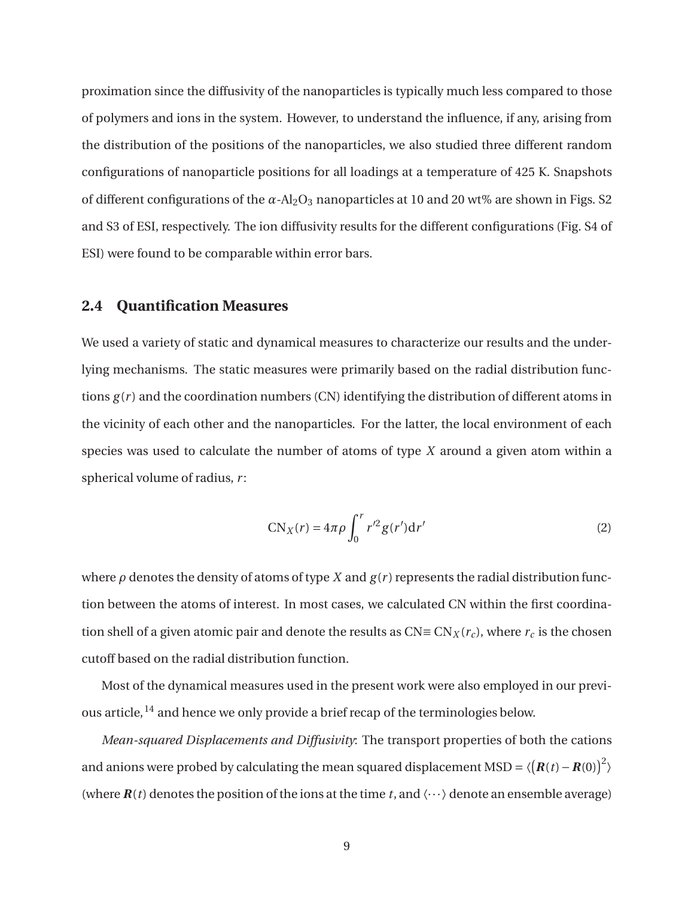proximation since the diffusivity of the nanoparticles is typically much less compared to those of polymers and ions in the system. However, to understand the influence, if any, arising from the distribution of the positions of the nanoparticles, we also studied three different random configurations of nanoparticle positions for all loadings at a temperature of 425 K. Snapshots of different configurations of the $\alpha$-$Al_2O_3$ nanoparticles at 10 and 20 wt% are shown in Figs. S2 and S3 of ESI, respectively. The ion diffusivity results for the different configurations (Fig. S4 of ESI) were found to be comparable within error bars.

### 2.4 Quantification Measures

We used a variety of static and dynamical measures to characterize our results and the underlying mechanisms. The static measures were primarily based on the radial distribution functions $g(r)$ and the coordination numbers (CN) identifying the distribution of different atoms in the vicinity of each other and the nanoparticles. For the latter, the local environment of each species was used to calculate the number of atoms of type $X$ around a given atom within a spherical volume of radius, $r$:

$$\mathrm{CN}_X(r) = 4\pi\rho \int_0^r r'^2 g(r') \mathrm{d}r' \tag{2}$$

where $\rho$ denotes the density of atoms of type $X$ and $g(r)$ represents the radial distribution function between the atoms of interest. In most cases, we calculated CN within the first coordination shell of a given atomic pair and denote the results as CN$\equiv \mathrm{CN}_X(r_c)$, where $r_c$ is the chosen cutoff based on the radial distribution function.

Most of the dynamical measures used in the present work were also employed in our previous article,[14] and hence we only provide a brief recap of the terminologies below.

*Mean-squared Displacements and Diffusivity*: The transport properties of both the cations and anions were probed by calculating the mean squared displacement $\mathrm{MSD} = \langle \left(\boldsymbol{R}(t) - \boldsymbol{R}(0)\right)^2 \rangle$ (where $\boldsymbol{R}(t)$ denotes the position of the ions at the time $t$, and $\langle \cdots \rangle$ denote an ensemble average)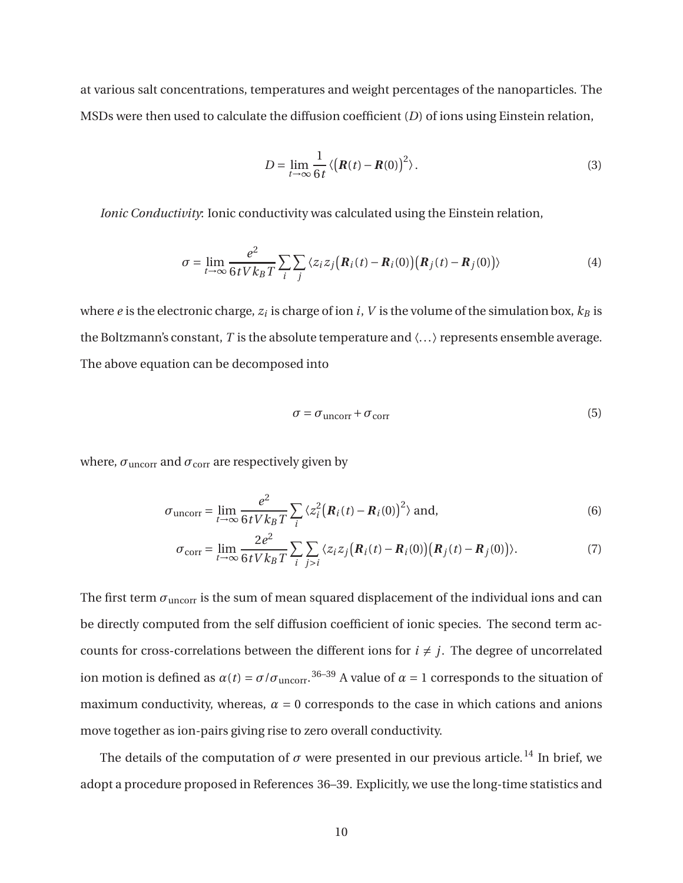at various salt concentrations, temperatures and weight percentages of the nanoparticles. The MSDs were then used to calculate the diffusion coefficient ($D$) of ions using Einstein relation,

$$D = \lim_{t\to\infty} \frac{1}{6t} \langle \big(\boldsymbol{R}(t) - \boldsymbol{R}(0)\big)^2 \rangle \,. \tag{3}$$

*Ionic Conductivity*: Ionic conductivity was calculated using the Einstein relation,

$$\sigma = \lim_{t\to\infty} \frac{e^2}{6tVk_BT} \sum_i \sum_j \langle z_i z_j \big(\boldsymbol{R}_i(t) - \boldsymbol{R}_i(0)\big)\big(\boldsymbol{R}_j(t) - \boldsymbol{R}_j(0)\big)\rangle \tag{4}$$

where $e$ is the electronic charge, $z_i$ is charge of ion $i$, $V$ is the volume of the simulation box, $k_B$ is the Boltzmann's constant, $T$ is the absolute temperature and $\langle \ldots \rangle$ represents ensemble average. The above equation can be decomposed into

$$\sigma = \sigma_{\text{uncorr}} + \sigma_{\text{corr}} \tag{5}$$

where, $\sigma_{\text{uncorr}}$ and $\sigma_{\text{corr}}$ are respectively given by

$$\sigma_{\text{uncorr}} = \lim_{t\to\infty} \frac{e^2}{6tVk_BT} \sum_i \langle z_i^2 \big(\boldsymbol{R}_i(t) - \boldsymbol{R}_i(0)\big)^2 \rangle \text{ and,} \tag{6}$$

$$\sigma_{\text{corr}} = \lim_{t\to\infty} \frac{2e^2}{6tVk_BT} \sum_i \sum_{j>i} \langle z_i z_j \big(\boldsymbol{R}_i(t) - \boldsymbol{R}_i(0)\big)\big(\boldsymbol{R}_j(t) - \boldsymbol{R}_j(0)\big)\rangle. \tag{7}$$

The first term $\sigma_{\text{uncorr}}$ is the sum of mean squared displacement of the individual ions and can be directly computed from the self diffusion coefficient of ionic species. The second term accounts for cross-correlations between the different ions for $i \neq j$. The degree of uncorrelated ion motion is defined as $\alpha(t) = \sigma/\sigma_{\text{uncorr}}$.[36–39] A value of $\alpha = 1$ corresponds to the situation of maximum conductivity, whereas, $\alpha = 0$ corresponds to the case in which cations and anions move together as ion-pairs giving rise to zero overall conductivity.

The details of the computation of $\sigma$ were presented in our previous article.[14] In brief, we adopt a procedure proposed in References 36–39. Explicitly, we use the long-time statistics and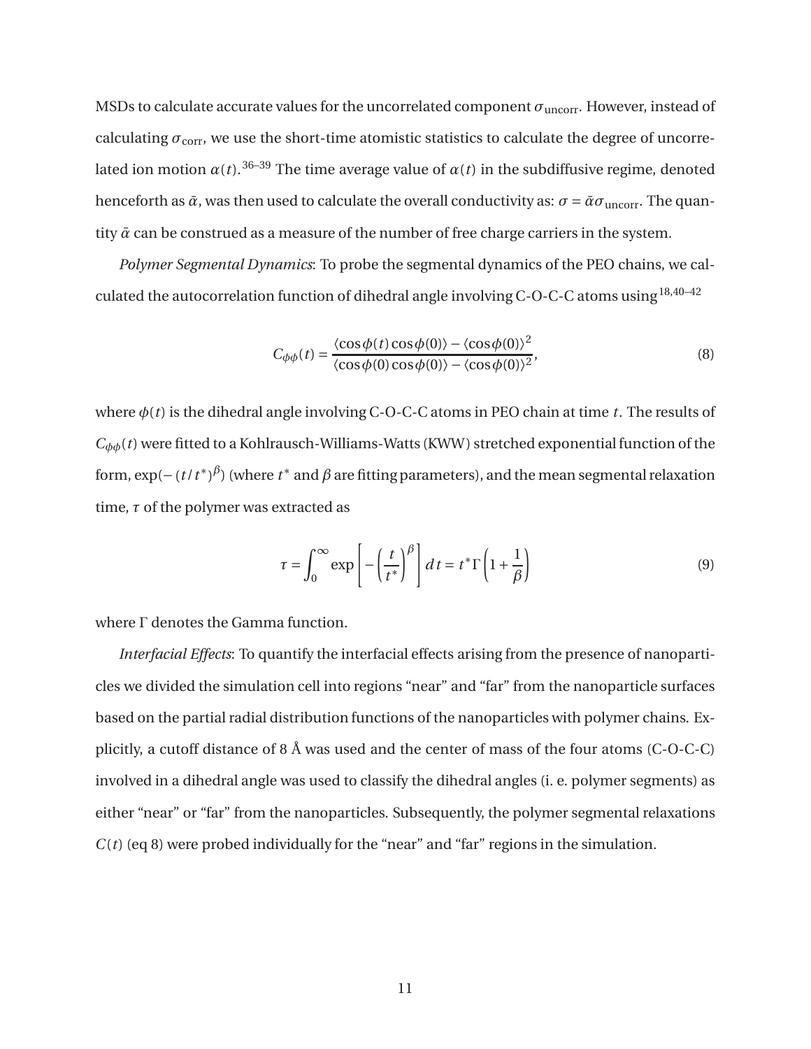MSDs to calculate accurate values for the uncorrelated component $\sigma_{\text{uncorr}}$. However, instead of calculating $\sigma_{\text{corr}}$, we use the short-time atomistic statistics to calculate the degree of uncorrelated ion motion $\alpha(t)$.[36–39] The time average value of $\alpha(t)$ in the subdiffusive regime, denoted henceforth as $\bar{\alpha}$, was then used to calculate the overall conductivity as: $\sigma = \bar{\alpha}\sigma_{\text{uncorr}}$. The quantity $\bar{\alpha}$ can be construed as a measure of the number of free charge carriers in the system.

*Polymer Segmental Dynamics*: To probe the segmental dynamics of the PEO chains, we calculated the autocorrelation function of dihedral angle involving C-O-C-C atoms using[18,40–42]

$$C_{\phi\phi}(t) = \frac{\langle \cos\phi(t)\cos\phi(0)\rangle - \langle \cos\phi(0)\rangle^2}{\langle \cos\phi(0)\cos\phi(0)\rangle - \langle \cos\phi(0)\rangle^2}, \tag{8}$$

where $\phi(t)$ is the dihedral angle involving C-O-C-C atoms in PEO chain at time $t$. The results of $C_{\phi\phi}(t)$ were fitted to a Kohlrausch-Williams-Watts (KWW) stretched exponential function of the form, $\exp(-(t/t^*)^{\beta})$ (where $t^*$ and $\beta$ are fitting parameters), and the mean segmental relaxation time, $\tau$ of the polymer was extracted as

$$\tau = \int_0^\infty \exp\left[-\left(\frac{t}{t^*}\right)^{\beta}\right] dt = t^*\Gamma\left(1+\frac{1}{\beta}\right) \tag{9}$$

where $\Gamma$ denotes the Gamma function.

*Interfacial Effects*: To quantify the interfacial effects arising from the presence of nanoparticles we divided the simulation cell into regions "near" and "far" from the nanoparticle surfaces based on the partial radial distribution functions of the nanoparticles with polymer chains. Explicitly, a cutoff distance of 8 Å was used and the center of mass of the four atoms (C-O-C-C) involved in a dihedral angle was used to classify the dihedral angles (i. e. polymer segments) as either "near" or "far" from the nanoparticles. Subsequently, the polymer segmental relaxations $C(t)$ (eq 8) were probed individually for the "near" and "far" regions in the simulation.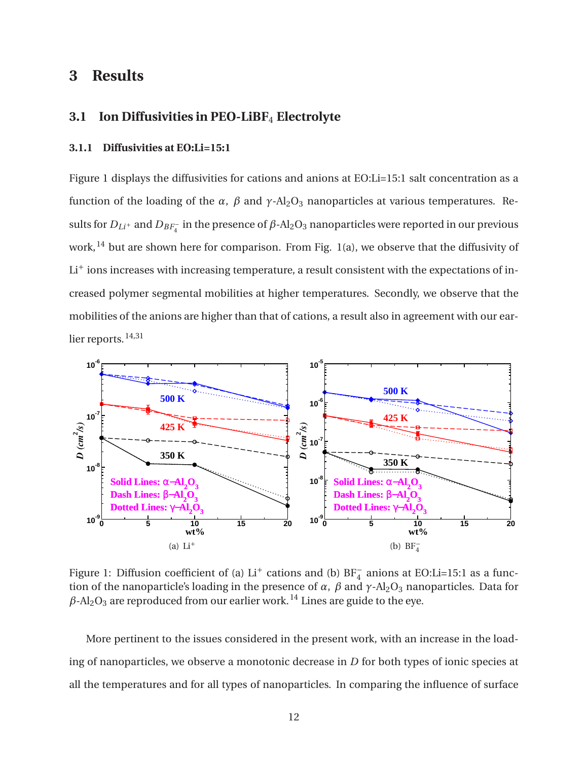# 3 Results

## 3.1 Ion Diffusivities in PEO-LiBF$_4$ Electrolyte

### 3.1.1 Diffusivities at EO:Li=15:1

Figure 1 displays the diffusivities for cations and anions at EO:Li=15:1 salt concentration as a function of the loading of the $\alpha$, $\beta$ and $\gamma$-$Al_2O_3$ nanoparticles at various temperatures. Results for $D_{Li^+}$ and $D_{BF_4^-}$ in the presence of $\beta$-$Al_2O_3$ nanoparticles were reported in our previous work,[14] but are shown here for comparison. From Fig. 1(a), we observe that the diffusivity of $Li^+$ ions increases with increasing temperature, a result consistent with the expectations of increased polymer segmental mobilities at higher temperatures. Secondly, we observe that the mobilities of the anions are higher than that of cations, a result also in agreement with our earlier reports.[14,31]

(a) $Li^+$

(b) $BF_4^-$

Figure 1: Diffusion coefficient of (a) $Li^+$ cations and (b) $BF_4^-$ anions at EO:Li=15:1 as a function of the nanoparticle's loading in the presence of $\alpha$, $\beta$ and $\gamma$-$Al_2O_3$ nanoparticles. Data for $\beta$-$Al_2O_3$ are reproduced from our earlier work.[14] Lines are guide to the eye.

More pertinent to the issues considered in the present work, with an increase in the loading of nanoparticles, we observe a monotonic decrease in $D$ for both types of ionic species at all the temperatures and for all types of nanoparticles. In comparing the influence of surface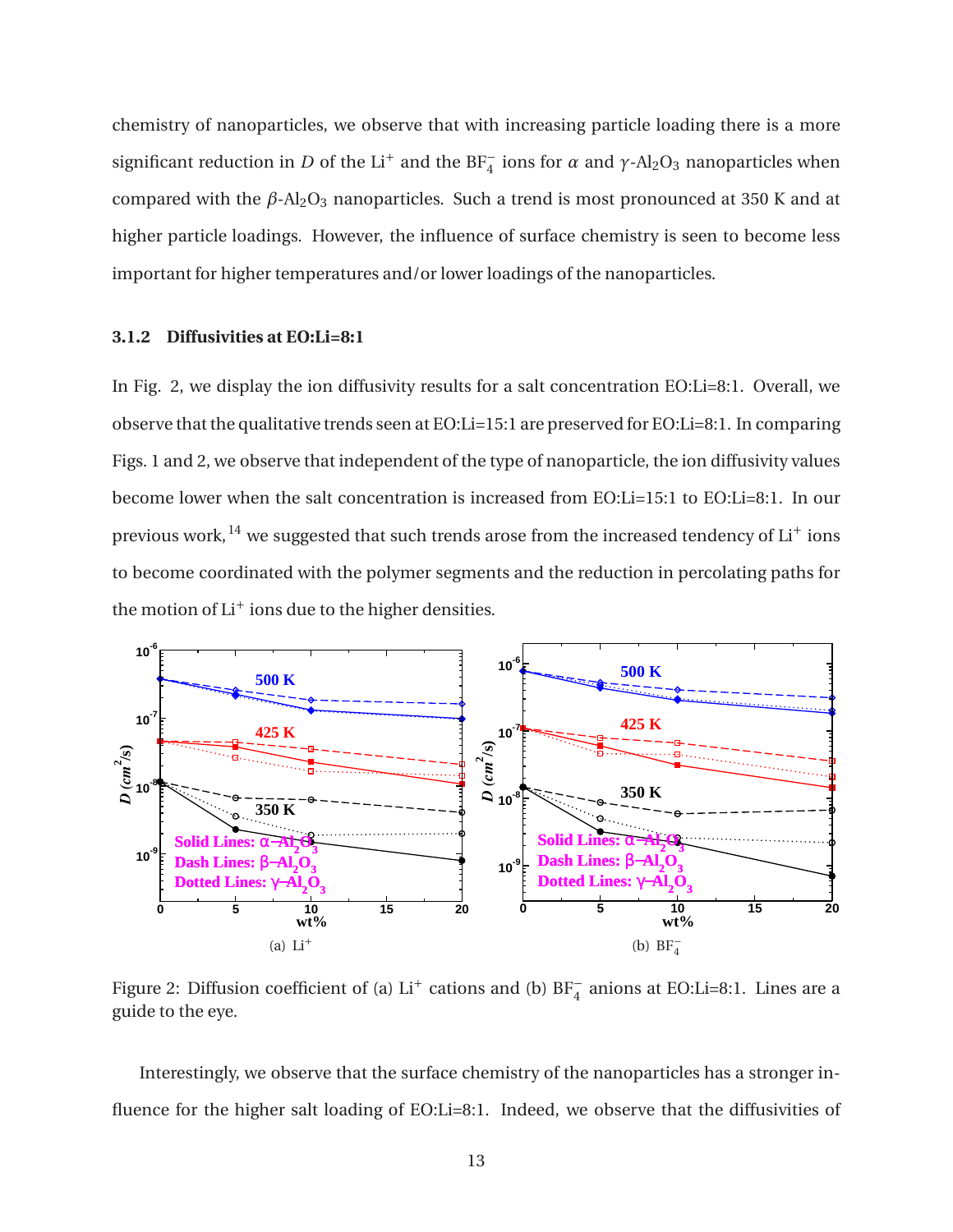chemistry of nanoparticles, we observe that with increasing particle loading there is a more significant reduction in $D$ of the $Li^+$ and the $BF_4^-$ ions for $\alpha$ and $\gamma$-$Al_2O_3$ nanoparticles when compared with the $\beta$-$Al_2O_3$ nanoparticles. Such a trend is most pronounced at 350 K and at higher particle loadings. However, the influence of surface chemistry is seen to become less important for higher temperatures and/or lower loadings of the nanoparticles.

### 3.1.2 Diffusivities at EO:Li=8:1

In Fig. 2, we display the ion diffusivity results for a salt concentration EO:Li=8:1. Overall, we observe that the qualitative trends seen at EO:Li=15:1 are preserved for EO:Li=8:1. In comparing Figs. 1 and 2, we observe that independent of the type of nanoparticle, the ion diffusivity values become lower when the salt concentration is increased from EO:Li=15:1 to EO:Li=8:1. In our previous work,[14] we suggested that such trends arose from the increased tendency of $Li^+$ ions to become coordinated with the polymer segments and the reduction in percolating paths for the motion of $Li^+$ ions due to the higher densities.

(a) $Li^+$

(b) $BF_4^-$

Figure 2: Diffusion coefficient of (a) $Li^+$ cations and (b) $BF_4^-$ anions at EO:Li=8:1. Lines are a guide to the eye.

Interestingly, we observe that the surface chemistry of the nanoparticles has a stronger influence for the higher salt loading of EO:Li=8:1. Indeed, we observe that the diffusivities of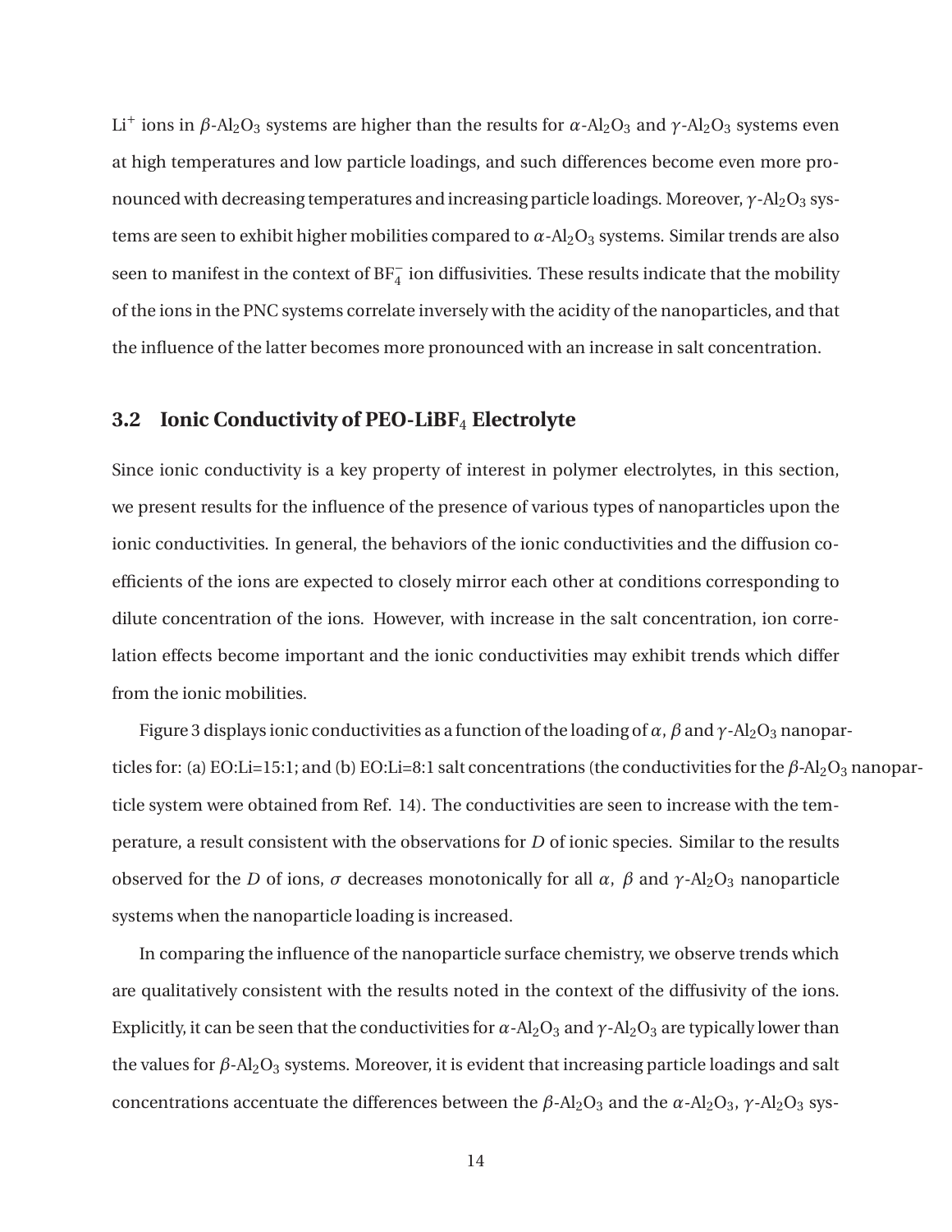$Li^+$ ions in $\beta$-$Al_2O_3$ systems are higher than the results for $\alpha$-$Al_2O_3$ and $\gamma$-$Al_2O_3$ systems even at high temperatures and low particle loadings, and such differences become even more pronounced with decreasing temperatures and increasing particle loadings. Moreover, $\gamma$-$Al_2O_3$ systems are seen to exhibit higher mobilities compared to $\alpha$-$Al_2O_3$ systems. Similar trends are also seen to manifest in the context of $BF_4^-$ ion diffusivities. These results indicate that the mobility of the ions in the PNC systems correlate inversely with the acidity of the nanoparticles, and that the influence of the latter becomes more pronounced with an increase in salt concentration.

### 3.2 Ionic Conductivity of PEO-$LiBF_4$ Electrolyte

Since ionic conductivity is a key property of interest in polymer electrolytes, in this section, we present results for the influence of the presence of various types of nanoparticles upon the ionic conductivities. In general, the behaviors of the ionic conductivities and the diffusion coefficients of the ions are expected to closely mirror each other at conditions corresponding to dilute concentration of the ions. However, with increase in the salt concentration, ion correlation effects become important and the ionic conductivities may exhibit trends which differ from the ionic mobilities.

Figure 3 displays ionic conductivities as a function of the loading of $\alpha$, $\beta$ and $\gamma$-$Al_2O_3$ nanoparticles for: (a) EO:Li=15:1; and (b) EO:Li=8:1 salt concentrations (the conductivities for the $\beta$-$Al_2O_3$ nanoparticle system were obtained from Ref. 14). The conductivities are seen to increase with the temperature, a result consistent with the observations for $D$ of ionic species. Similar to the results observed for the $D$ of ions, $\sigma$ decreases monotonically for all $\alpha$, $\beta$ and $\gamma$-$Al_2O_3$ nanoparticle systems when the nanoparticle loading is increased.

In comparing the influence of the nanoparticle surface chemistry, we observe trends which are qualitatively consistent with the results noted in the context of the diffusivity of the ions. Explicitly, it can be seen that the conductivities for $\alpha$-$Al_2O_3$ and $\gamma$-$Al_2O_3$ are typically lower than the values for $\beta$-$Al_2O_3$ systems. Moreover, it is evident that increasing particle loadings and salt concentrations accentuate the differences between the $\beta$-$Al_2O_3$ and the $\alpha$-$Al_2O_3$, $\gamma$-$Al_2O_3$ sys-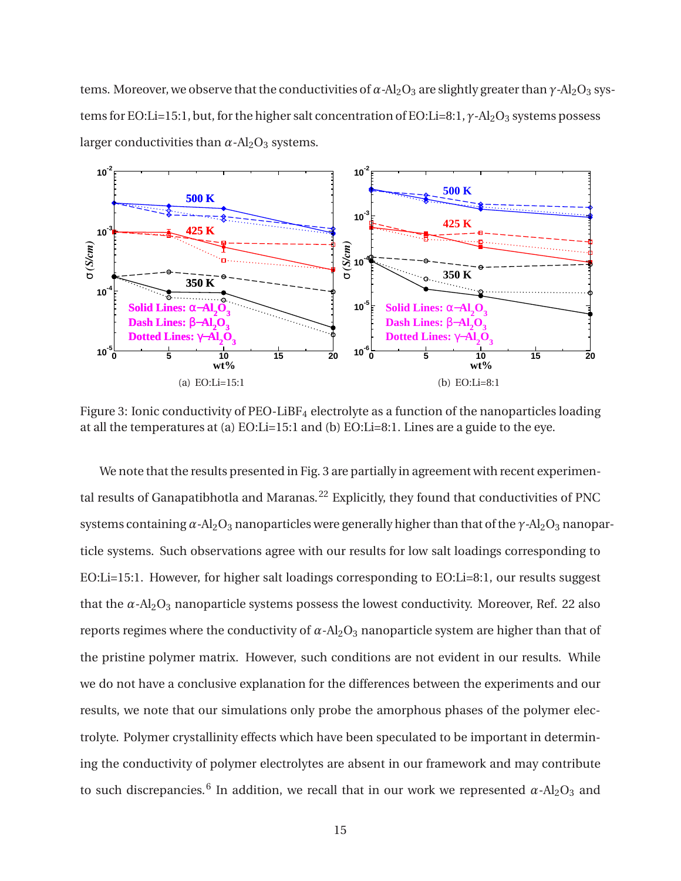tems. Moreover, we observe that the conductivities of $\alpha$-$Al_2O_3$ are slightly greater than $\gamma$-$Al_2O_3$ systems for EO:Li=15:1, but, for the higher salt concentration of EO:Li=8:1, $\gamma$-$Al_2O_3$ systems possess larger conductivities than $\alpha$-$Al_2O_3$ systems.

(a) EO:Li=15:1

(b) EO:Li=8:1

Figure 3: Ionic conductivity of PEO-$LiBF_4$ electrolyte as a function of the nanoparticles loading at all the temperatures at (a) EO:Li=15:1 and (b) EO:Li=8:1. Lines are a guide to the eye.

We note that the results presented in Fig. 3 are partially in agreement with recent experimental results of Ganapatibhotla and Maranas.[22] Explicitly, they found that conductivities of PNC systems containing $\alpha$-$Al_2O_3$ nanoparticles were generally higher than that of the $\gamma$-$Al_2O_3$ nanoparticle systems. Such observations agree with our results for low salt loadings corresponding to EO:Li=15:1. However, for higher salt loadings corresponding to EO:Li=8:1, our results suggest that the $\alpha$-$Al_2O_3$ nanoparticle systems possess the lowest conductivity. Moreover, Ref. 22 also reports regimes where the conductivity of $\alpha$-$Al_2O_3$ nanoparticle system are higher than that of the pristine polymer matrix. However, such conditions are not evident in our results. While we do not have a conclusive explanation for the differences between the experiments and our results, we note that our simulations only probe the amorphous phases of the polymer electrolyte. Polymer crystallinity effects which have been speculated to be important in determining the conductivity of polymer electrolytes are absent in our framework and may contribute to such discrepancies.[6] In addition, we recall that in our work we represented $\alpha$-$Al_2O_3$ and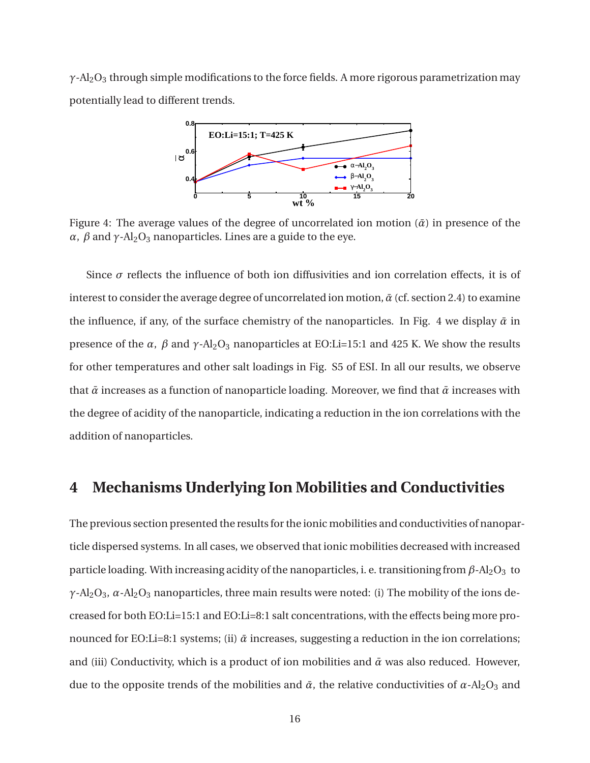$\gamma$-$Al_2O_3$ through simple modifications to the force fields. A more rigorous parametrization may potentially lead to different trends.

Figure 4: The average values of the degree of uncorrelated ion motion ($\bar{\alpha}$) in presence of the $\alpha$, $\beta$ and $\gamma$-$Al_2O_3$ nanoparticles. Lines are a guide to the eye.

Since $\sigma$ reflects the influence of both ion diffusivities and ion correlation effects, it is of interest to consider the average degree of uncorrelated ion motion, $\bar{\alpha}$ (cf. section 2.4) to examine the influence, if any, of the surface chemistry of the nanoparticles. In Fig. 4 we display $\bar{\alpha}$ in presence of the $\alpha$, $\beta$ and $\gamma$-$Al_2O_3$ nanoparticles at EO:Li=15:1 and 425 K. We show the results for other temperatures and other salt loadings in Fig. S5 of ESI. In all our results, we observe that $\bar{\alpha}$ increases as a function of nanoparticle loading. Moreover, we find that $\bar{\alpha}$ increases with the degree of acidity of the nanoparticle, indicating a reduction in the ion correlations with the addition of nanoparticles.

# 4 Mechanisms Underlying Ion Mobilities and Conductivities

The previous section presented the results for the ionic mobilities and conductivities of nanoparticle dispersed systems. In all cases, we observed that ionic mobilities decreased with increased particle loading. With increasing acidity of the nanoparticles, i. e. transitioning from $\beta$-$Al_2O_3$ to $\gamma$-$Al_2O_3$, $\alpha$-$Al_2O_3$ nanoparticles, three main results were noted: (i) The mobility of the ions decreased for both EO:Li=15:1 and EO:Li=8:1 salt concentrations, with the effects being more pronounced for EO:Li=8:1 systems; (ii) $\bar{\alpha}$ increases, suggesting a reduction in the ion correlations; and (iii) Conductivity, which is a product of ion mobilities and $\bar{\alpha}$ was also reduced. However, due to the opposite trends of the mobilities and $\bar{\alpha}$, the relative conductivities of $\alpha$-$Al_2O_3$ and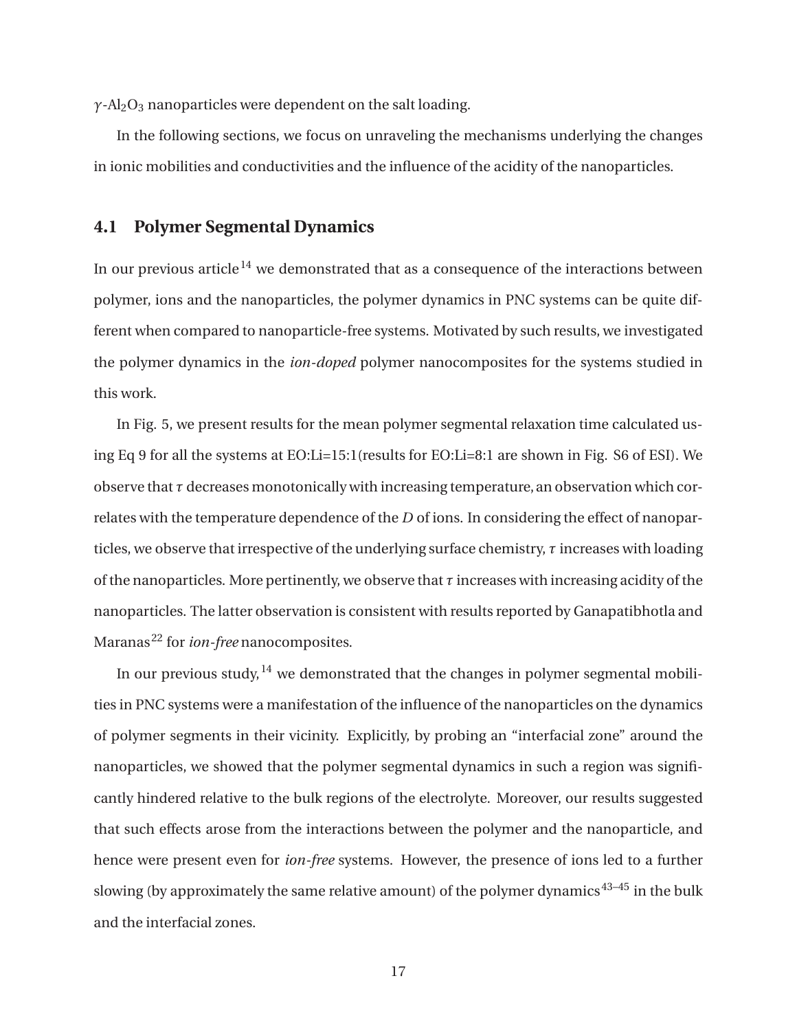$\gamma$-$Al_2O_3$ nanoparticles were dependent on the salt loading.

In the following sections, we focus on unraveling the mechanisms underlying the changes in ionic mobilities and conductivities and the influence of the acidity of the nanoparticles.

### 4.1 Polymer Segmental Dynamics

In our previous article[14] we demonstrated that as a consequence of the interactions between polymer, ions and the nanoparticles, the polymer dynamics in PNC systems can be quite different when compared to nanoparticle-free systems. Motivated by such results, we investigated the polymer dynamics in the *ion-doped* polymer nanocomposites for the systems studied in this work.

In Fig. 5, we present results for the mean polymer segmental relaxation time calculated using Eq 9 for all the systems at EO:Li=15:1(results for EO:Li=8:1 are shown in Fig. S6 of ESI). We observe that $\tau$ decreases monotonically with increasing temperature, an observation which correlates with the temperature dependence of the $D$ of ions. In considering the effect of nanoparticles, we observe that irrespective of the underlying surface chemistry, $\tau$ increases with loading of the nanoparticles. More pertinently, we observe that $\tau$ increases with increasing acidity of the nanoparticles. The latter observation is consistent with results reported by Ganapatibhotla and Maranas[22] for *ion-free* nanocomposites.

In our previous study,[14] we demonstrated that the changes in polymer segmental mobilities in PNC systems were a manifestation of the influence of the nanoparticles on the dynamics of polymer segments in their vicinity. Explicitly, by probing an "interfacial zone" around the nanoparticles, we showed that the polymer segmental dynamics in such a region was significantly hindered relative to the bulk regions of the electrolyte. Moreover, our results suggested that such effects arose from the interactions between the polymer and the nanoparticle, and hence were present even for *ion-free* systems. However, the presence of ions led to a further slowing (by approximately the same relative amount) of the polymer dynamics[43–45] in the bulk and the interfacial zones.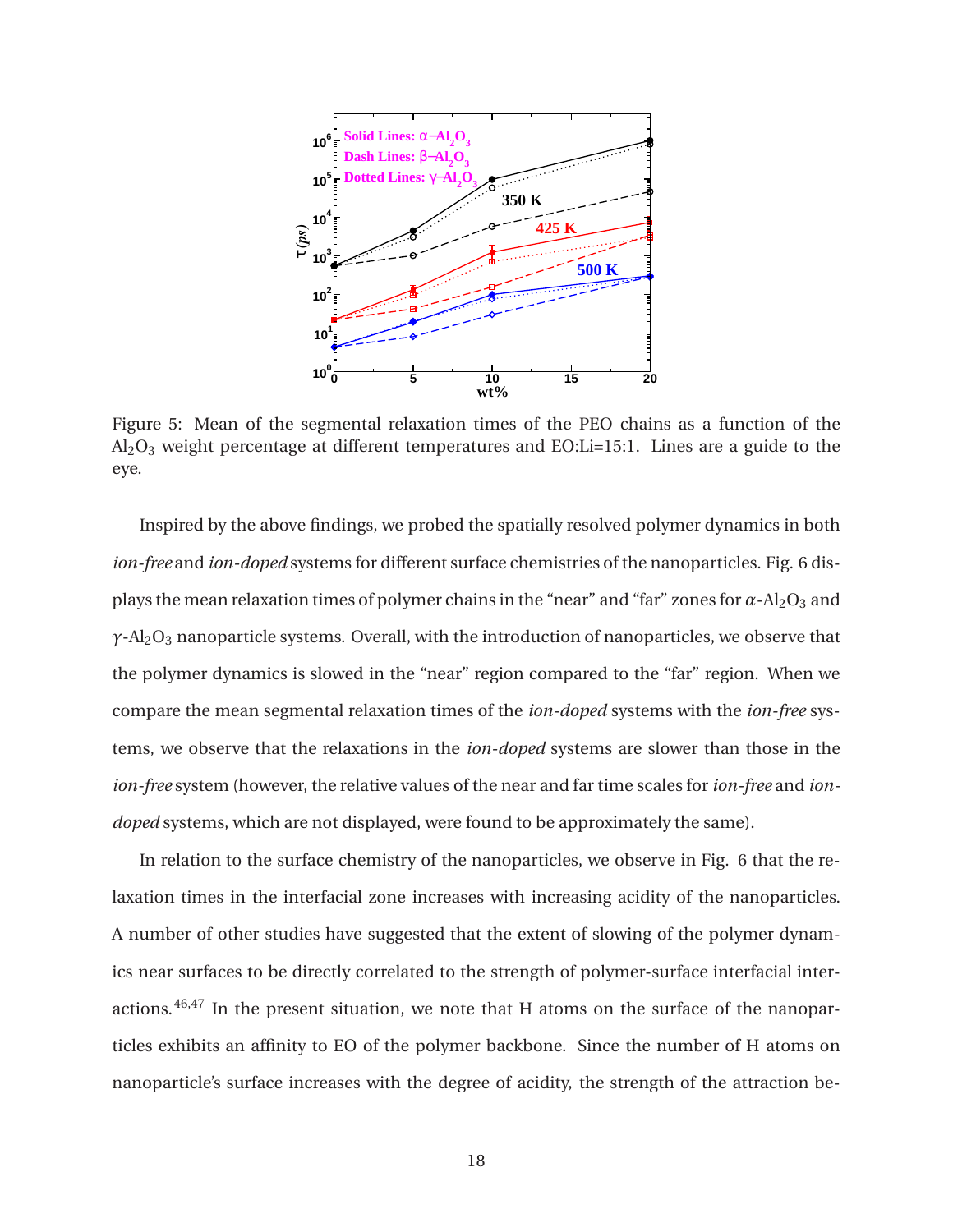Figure 5: Mean of the segmental relaxation times of the PEO chains as a function of the $Al_2O_3$ weight percentage at different temperatures and EO:Li=15:1. Lines are a guide to the eye.

Inspired by the above findings, we probed the spatially resolved polymer dynamics in both *ion-free* and *ion-doped* systems for different surface chemistries of the nanoparticles. Fig. 6 displays the mean relaxation times of polymer chains in the "near" and "far" zones for $\alpha$-$Al_2O_3$ and $\gamma$-$Al_2O_3$ nanoparticle systems. Overall, with the introduction of nanoparticles, we observe that the polymer dynamics is slowed in the "near" region compared to the "far" region. When we compare the mean segmental relaxation times of the *ion-doped* systems with the *ion-free* systems, we observe that the relaxations in the *ion-doped* systems are slower than those in the *ion-free* system (however, the relative values of the near and far time scales for *ion-free* and *ion-doped* systems, which are not displayed, were found to be approximately the same).

In relation to the surface chemistry of the nanoparticles, we observe in Fig. 6 that the relaxation times in the interfacial zone increases with increasing acidity of the nanoparticles. A number of other studies have suggested that the extent of slowing of the polymer dynamics near surfaces to be directly correlated to the strength of polymer-surface interfacial interactions.[46,47] In the present situation, we note that H atoms on the surface of the nanoparticles exhibits an affinity to EO of the polymer backbone. Since the number of H atoms on nanoparticle's surface increases with the degree of acidity, the strength of the attraction be-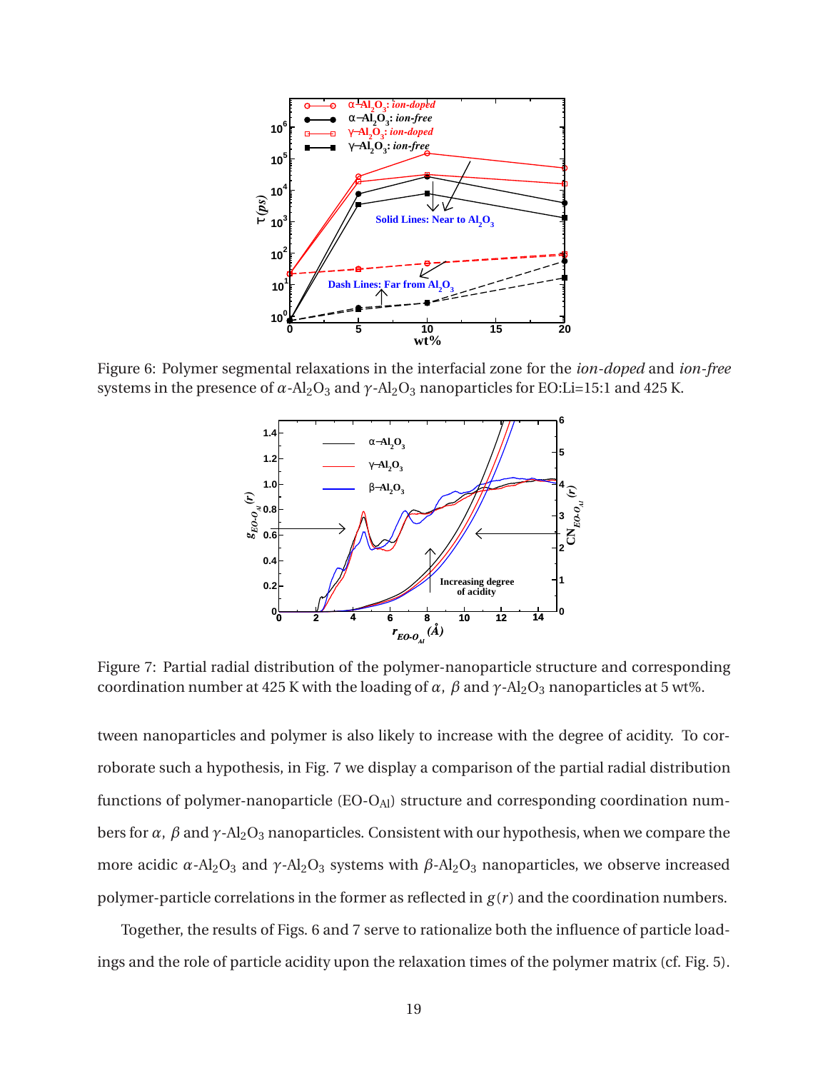Figure 6: Polymer segmental relaxations in the interfacial zone for the *ion-doped* and *ion-free* systems in the presence of $\alpha$-$Al_2O_3$ and $\gamma$-$Al_2O_3$ nanoparticles for EO:Li=15:1 and 425 K.

Figure 7: Partial radial distribution of the polymer-nanoparticle structure and corresponding coordination number at 425 K with the loading of $\alpha$, $\beta$ and $\gamma$-$Al_2O_3$ nanoparticles at 5 wt%.

tween nanoparticles and polymer is also likely to increase with the degree of acidity. To corroborate such a hypothesis, in Fig. 7 we display a comparison of the partial radial distribution functions of polymer-nanoparticle (EO-$O_{Al}$) structure and corresponding coordination numbers for $\alpha$, $\beta$ and $\gamma$-$Al_2O_3$ nanoparticles. Consistent with our hypothesis, when we compare the more acidic $\alpha$-$Al_2O_3$ and $\gamma$-$Al_2O_3$ systems with $\beta$-$Al_2O_3$ nanoparticles, we observe increased polymer-particle correlations in the former as reflected in $g(r)$ and the coordination numbers.

Together, the results of Figs. 6 and 7 serve to rationalize both the influence of particle loadings and the role of particle acidity upon the relaxation times of the polymer matrix (cf. Fig. 5).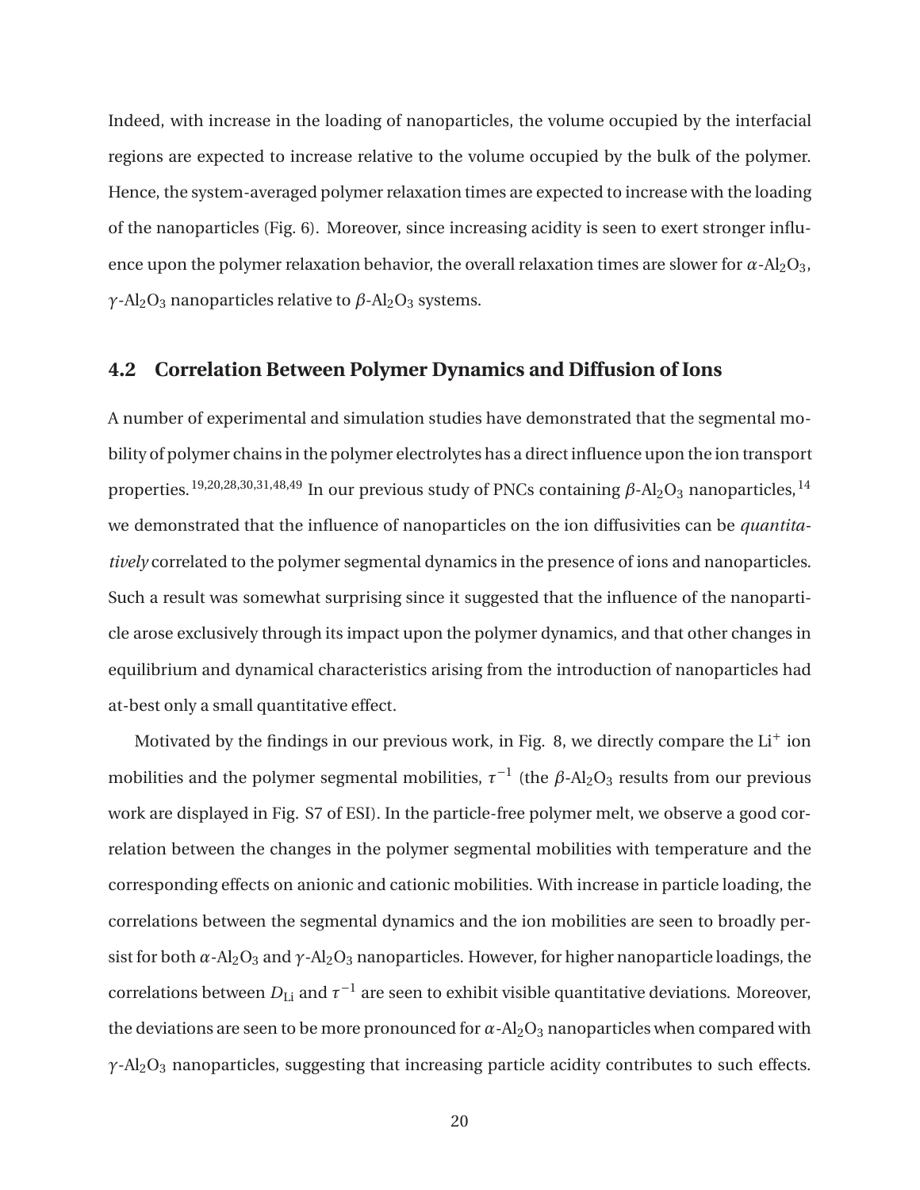Indeed, with increase in the loading of nanoparticles, the volume occupied by the interfacial regions are expected to increase relative to the volume occupied by the bulk of the polymer. Hence, the system-averaged polymer relaxation times are expected to increase with the loading of the nanoparticles (Fig. 6). Moreover, since increasing acidity is seen to exert stronger influence upon the polymer relaxation behavior, the overall relaxation times are slower for $\alpha$-$Al_2O_3$, $\gamma$-$Al_2O_3$ nanoparticles relative to $\beta$-$Al_2O_3$ systems.

## 4.2 Correlation Between Polymer Dynamics and Diffusion of Ions

A number of experimental and simulation studies have demonstrated that the segmental mobility of polymer chains in the polymer electrolytes has a direct influence upon the ion transport properties.[19,20,28,30,31,48,49] In our previous study of PNCs containing $\beta$-$Al_2O_3$ nanoparticles,[14] we demonstrated that the influence of nanoparticles on the ion diffusivities can be *quantitatively* correlated to the polymer segmental dynamics in the presence of ions and nanoparticles. Such a result was somewhat surprising since it suggested that the influence of the nanoparticle arose exclusively through its impact upon the polymer dynamics, and that other changes in equilibrium and dynamical characteristics arising from the introduction of nanoparticles had at-best only a small quantitative effect.

Motivated by the findings in our previous work, in Fig. 8, we directly compare the $Li^+$ ion mobilities and the polymer segmental mobilities, $\tau^{-1}$ (the $\beta$-$Al_2O_3$ results from our previous work are displayed in Fig. S7 of ESI). In the particle-free polymer melt, we observe a good correlation between the changes in the polymer segmental mobilities with temperature and the corresponding effects on anionic and cationic mobilities. With increase in particle loading, the correlations between the segmental dynamics and the ion mobilities are seen to broadly persist for both $\alpha$-$Al_2O_3$ and $\gamma$-$Al_2O_3$ nanoparticles. However, for higher nanoparticle loadings, the correlations between $D_{\mathrm{Li}}$ and $\tau^{-1}$ are seen to exhibit visible quantitative deviations. Moreover, the deviations are seen to be more pronounced for $\alpha$-$Al_2O_3$ nanoparticles when compared with $\gamma$-$Al_2O_3$ nanoparticles, suggesting that increasing particle acidity contributes to such effects.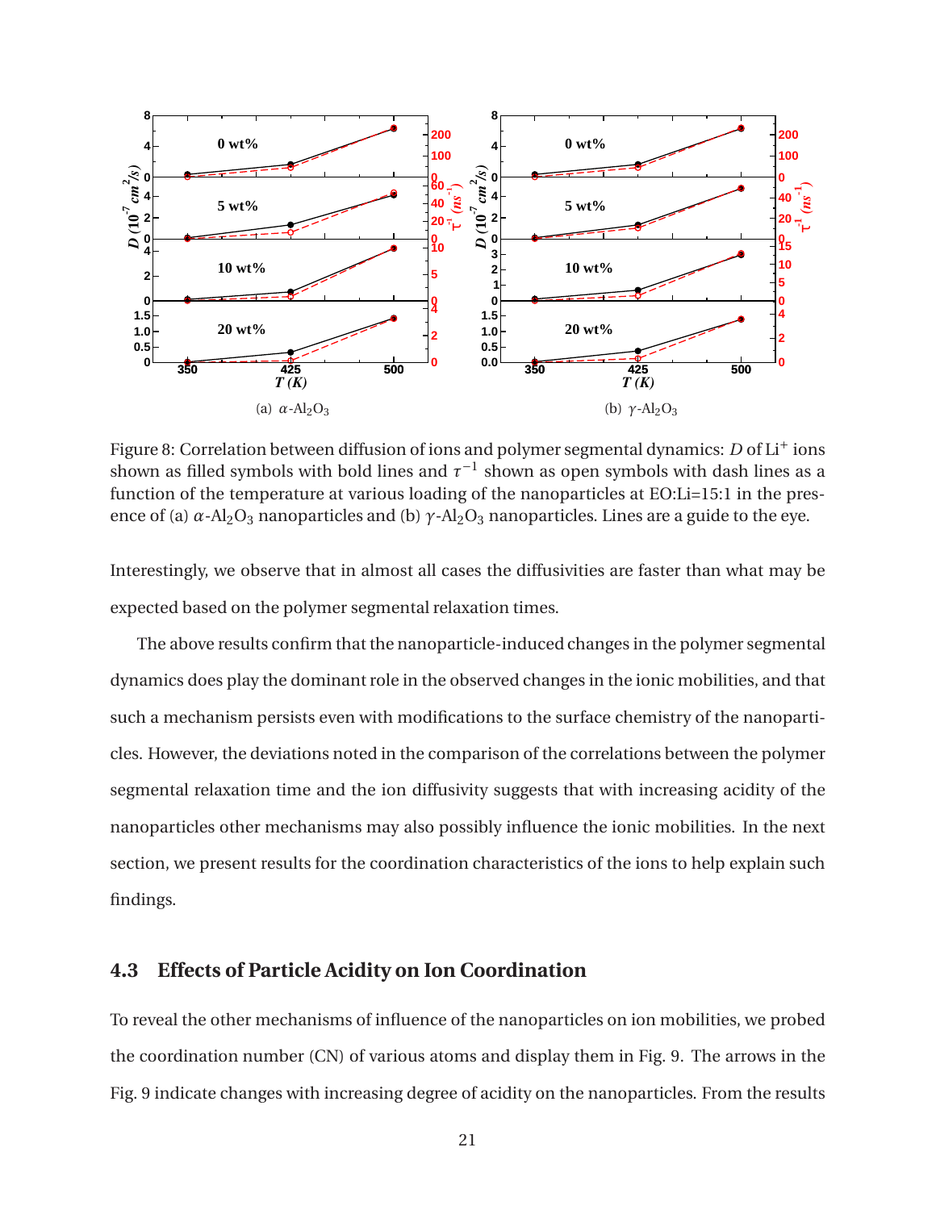(a) $\alpha$-$Al_2O_3$

(b) $\gamma$-$Al_2O_3$

Figure 8: Correlation between diffusion of ions and polymer segmental dynamics: $D$ of $Li^+$ ions shown as filled symbols with bold lines and $\tau^{-1}$ shown as open symbols with dash lines as a function of the temperature at various loading of the nanoparticles at EO:Li=15:1 in the presence of (a) $\alpha$-$Al_2O_3$ nanoparticles and (b) $\gamma$-$Al_2O_3$ nanoparticles. Lines are a guide to the eye.

Interestingly, we observe that in almost all cases the diffusivities are faster than what may be expected based on the polymer segmental relaxation times.

The above results confirm that the nanoparticle-induced changes in the polymer segmental dynamics does play the dominant role in the observed changes in the ionic mobilities, and that such a mechanism persists even with modifications to the surface chemistry of the nanoparticles. However, the deviations noted in the comparison of the correlations between the polymer segmental relaxation time and the ion diffusivity suggests that with increasing acidity of the nanoparticles other mechanisms may also possibly influence the ionic mobilities. In the next section, we present results for the coordination characteristics of the ions to help explain such findings.

## 4.3 Effects of Particle Acidity on Ion Coordination

To reveal the other mechanisms of influence of the nanoparticles on ion mobilities, we probed the coordination number (CN) of various atoms and display them in Fig. 9. The arrows in the Fig. 9 indicate changes with increasing degree of acidity on the nanoparticles. From the results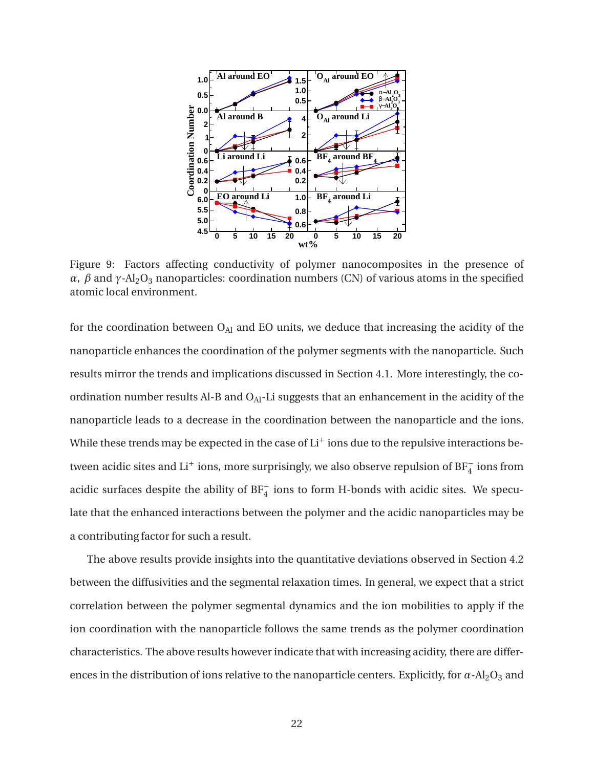Figure 9: Factors affecting conductivity of polymer nanocomposites in the presence of $\alpha$, $\beta$ and $\gamma$-$Al_2O_3$ nanoparticles: coordination numbers (CN) of various atoms in the specified atomic local environment.

for the coordination between $O_{Al}$ and EO units, we deduce that increasing the acidity of the nanoparticle enhances the coordination of the polymer segments with the nanoparticle. Such results mirror the trends and implications discussed in Section 4.1. More interestingly, the coordination number results Al-B and $O_{Al}$-Li suggests that an enhancement in the acidity of the nanoparticle leads to a decrease in the coordination between the nanoparticle and the ions. While these trends may be expected in the case of $Li^+$ ions due to the repulsive interactions between acidic sites and $Li^+$ ions, more surprisingly, we also observe repulsion of $BF_4^-$ ions from acidic surfaces despite the ability of $BF_4^-$ ions to form H-bonds with acidic sites. We speculate that the enhanced interactions between the polymer and the acidic nanoparticles may be a contributing factor for such a result.

The above results provide insights into the quantitative deviations observed in Section 4.2 between the diffusivities and the segmental relaxation times. In general, we expect that a strict correlation between the polymer segmental dynamics and the ion mobilities to apply if the ion coordination with the nanoparticle follows the same trends as the polymer coordination characteristics. The above results however indicate that with increasing acidity, there are differences in the distribution of ions relative to the nanoparticle centers. Explicitly, for $\alpha$-$Al_2O_3$ and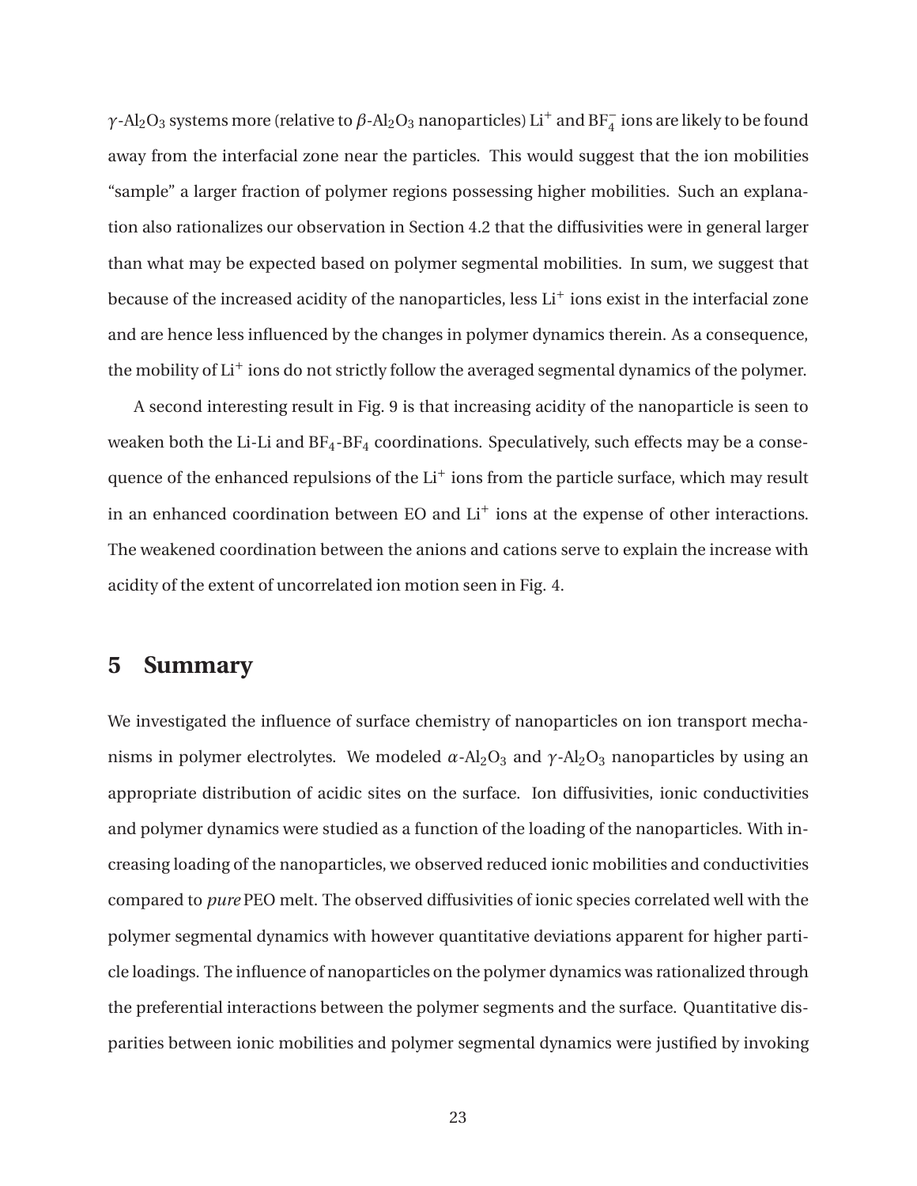$\gamma$-$Al_2O_3$ systems more (relative to $\beta$-$Al_2O_3$ nanoparticles) $Li^+$ and $BF_4^-$ ions are likely to be found away from the interfacial zone near the particles. This would suggest that the ion mobilities "sample" a larger fraction of polymer regions possessing higher mobilities. Such an explanation also rationalizes our observation in Section 4.2 that the diffusivities were in general larger than what may be expected based on polymer segmental mobilities. In sum, we suggest that because of the increased acidity of the nanoparticles, less $Li^+$ ions exist in the interfacial zone and are hence less influenced by the changes in polymer dynamics therein. As a consequence, the mobility of $Li^+$ ions do not strictly follow the averaged segmental dynamics of the polymer.

A second interesting result in Fig. 9 is that increasing acidity of the nanoparticle is seen to weaken both the Li-Li and $BF_4$-$BF_4$ coordinations. Speculatively, such effects may be a consequence of the enhanced repulsions of the $Li^+$ ions from the particle surface, which may result in an enhanced coordination between EO and $Li^+$ ions at the expense of other interactions. The weakened coordination between the anions and cations serve to explain the increase with acidity of the extent of uncorrelated ion motion seen in Fig. 4.

# 5 Summary

We investigated the influence of surface chemistry of nanoparticles on ion transport mechanisms in polymer electrolytes. We modeled $\alpha$-$Al_2O_3$ and $\gamma$-$Al_2O_3$ nanoparticles by using an appropriate distribution of acidic sites on the surface. Ion diffusivities, ionic conductivities and polymer dynamics were studied as a function of the loading of the nanoparticles. With increasing loading of the nanoparticles, we observed reduced ionic mobilities and conductivities compared to *pure* PEO melt. The observed diffusivities of ionic species correlated well with the polymer segmental dynamics with however quantitative deviations apparent for higher particle loadings. The influence of nanoparticles on the polymer dynamics was rationalized through the preferential interactions between the polymer segments and the surface. Quantitative disparities between ionic mobilities and polymer segmental dynamics were justified by invoking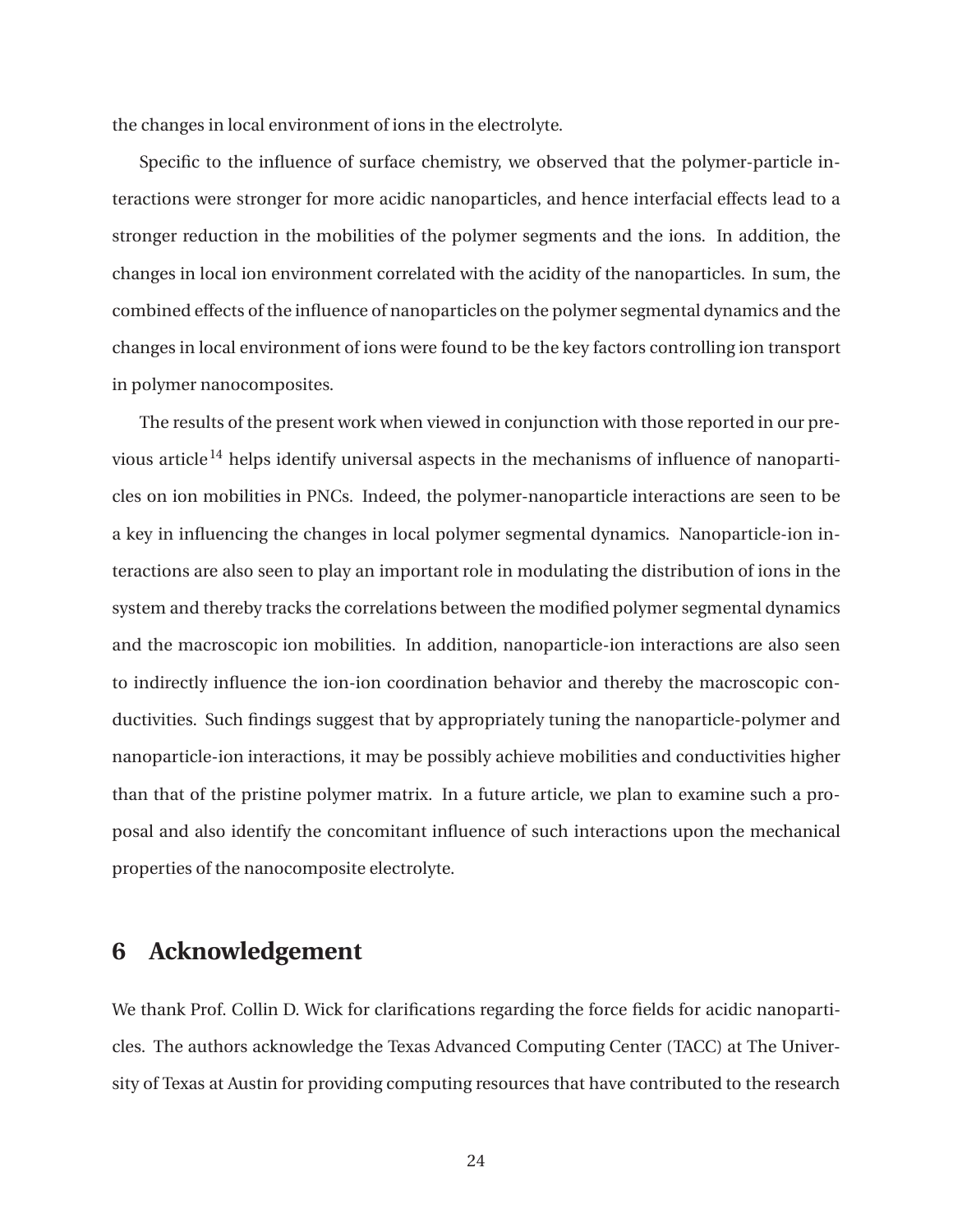the changes in local environment of ions in the electrolyte.

Specific to the influence of surface chemistry, we observed that the polymer-particle interactions were stronger for more acidic nanoparticles, and hence interfacial effects lead to a stronger reduction in the mobilities of the polymer segments and the ions. In addition, the changes in local ion environment correlated with the acidity of the nanoparticles. In sum, the combined effects of the influence of nanoparticles on the polymer segmental dynamics and the changes in local environment of ions were found to be the key factors controlling ion transport in polymer nanocomposites.

The results of the present work when viewed in conjunction with those reported in our previous article[14] helps identify universal aspects in the mechanisms of influence of nanoparticles on ion mobilities in PNCs. Indeed, the polymer-nanoparticle interactions are seen to be a key in influencing the changes in local polymer segmental dynamics. Nanoparticle-ion interactions are also seen to play an important role in modulating the distribution of ions in the system and thereby tracks the correlations between the modified polymer segmental dynamics and the macroscopic ion mobilities. In addition, nanoparticle-ion interactions are also seen to indirectly influence the ion-ion coordination behavior and thereby the macroscopic conductivities. Such findings suggest that by appropriately tuning the nanoparticle-polymer and nanoparticle-ion interactions, it may be possibly achieve mobilities and conductivities higher than that of the pristine polymer matrix. In a future article, we plan to examine such a proposal and also identify the concomitant influence of such interactions upon the mechanical properties of the nanocomposite electrolyte.

## 6 Acknowledgement

We thank Prof. Collin D. Wick for clarifications regarding the force fields for acidic nanoparticles. The authors acknowledge the Texas Advanced Computing Center (TACC) at The University of Texas at Austin for providing computing resources that have contributed to the research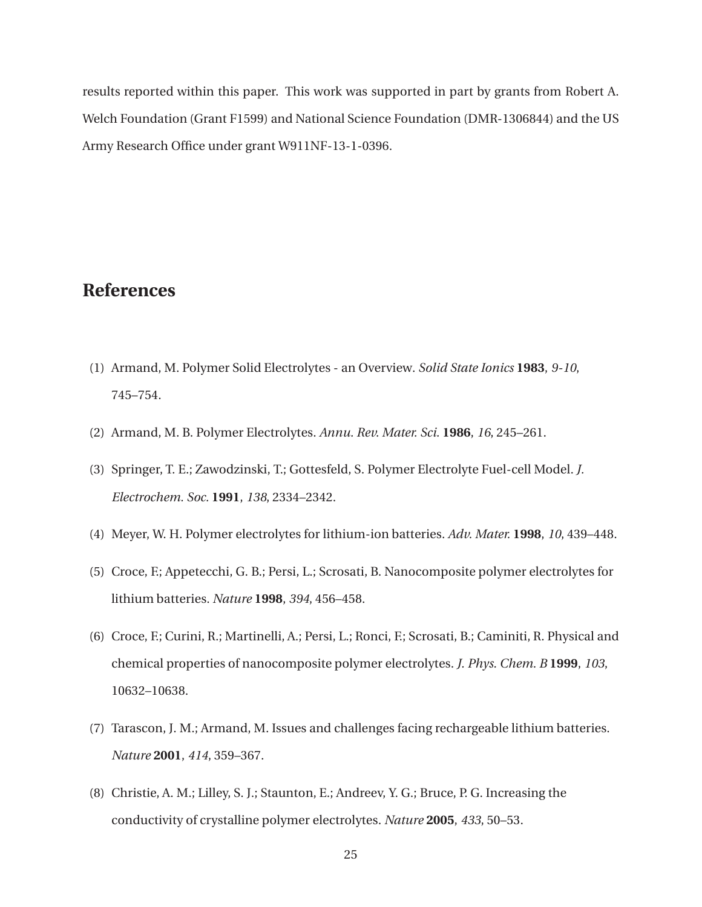results reported within this paper. This work was supported in part by grants from Robert A. Welch Foundation (Grant F1599) and National Science Foundation (DMR-1306844) and the US Army Research Office under grant W911NF-13-1-0396.

## References

(1) Armand, M. Polymer Solid Electrolytes - an Overview. *Solid State Ionics* **1983**, *9-10*, 745–754.

(2) Armand, M. B. Polymer Electrolytes. *Annu. Rev. Mater. Sci.* **1986**, *16*, 245–261.

(3) Springer, T. E.; Zawodzinski, T.; Gottesfeld, S. Polymer Electrolyte Fuel-cell Model. *J. Electrochem. Soc.* **1991**, *138*, 2334–2342.

(4) Meyer, W. H. Polymer electrolytes for lithium-ion batteries. *Adv. Mater.* **1998**, *10*, 439–448.

(5) Croce, F.; Appetecchi, G. B.; Persi, L.; Scrosati, B. Nanocomposite polymer electrolytes for lithium batteries. *Nature* **1998**, *394*, 456–458.

(6) Croce, F.; Curini, R.; Martinelli, A.; Persi, L.; Ronci, F.; Scrosati, B.; Caminiti, R. Physical and chemical properties of nanocomposite polymer electrolytes. *J. Phys. Chem. B* **1999**, *103*, 10632–10638.

(7) Tarascon, J. M.; Armand, M. Issues and challenges facing rechargeable lithium batteries. *Nature* **2001**, *414*, 359–367.

(8) Christie, A. M.; Lilley, S. J.; Staunton, E.; Andreev, Y. G.; Bruce, P. G. Increasing the conductivity of crystalline polymer electrolytes. *Nature* **2005**, *433*, 50–53.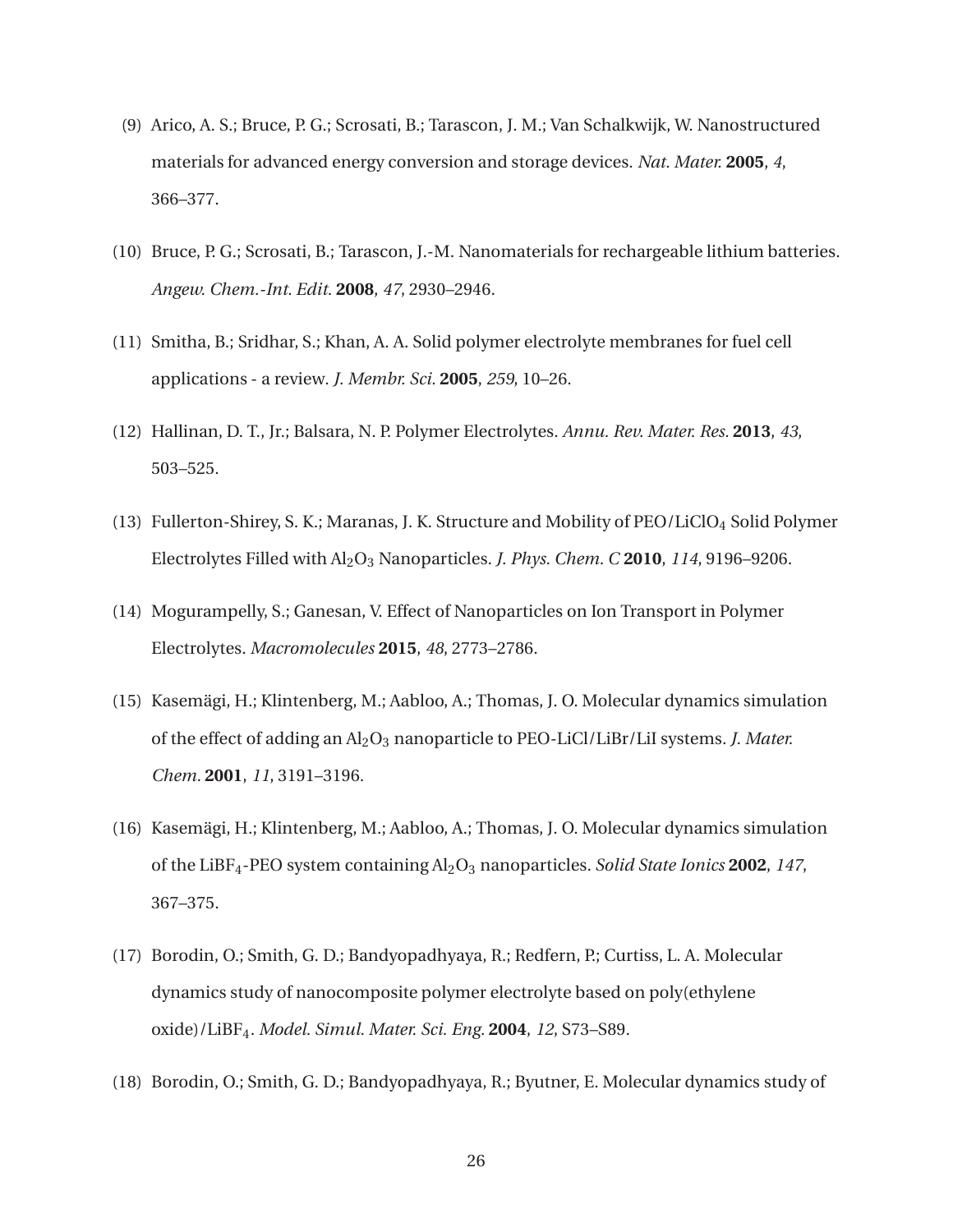(9) Arico, A. S.; Bruce, P. G.; Scrosati, B.; Tarascon, J. M.; Van Schalkwijk, W. Nanostructured materials for advanced energy conversion and storage devices. *Nat. Mater.* **2005**, *4*, 366–377.

(10) Bruce, P. G.; Scrosati, B.; Tarascon, J.-M. Nanomaterials for rechargeable lithium batteries. *Angew. Chem.-Int. Edit.* **2008**, *47*, 2930–2946.

(11) Smitha, B.; Sridhar, S.; Khan, A. A. Solid polymer electrolyte membranes for fuel cell applications - a review. *J. Membr. Sci.* **2005**, *259*, 10–26.

(12) Hallinan, D. T., Jr.; Balsara, N. P. Polymer Electrolytes. *Annu. Rev. Mater. Res.* **2013**, *43*, 503–525.

(13) Fullerton-Shirey, S. K.; Maranas, J. K. Structure and Mobility of PEO/$LiClO_4$ Solid Polymer Electrolytes Filled with $Al_2O_3$ Nanoparticles. *J. Phys. Chem. C* **2010**, *114*, 9196–9206.

(14) Mogurampelly, S.; Ganesan, V. Effect of Nanoparticles on Ion Transport in Polymer Electrolytes. *Macromolecules* **2015**, *48*, 2773–2786.

(15) Kasemägi, H.; Klintenberg, M.; Aabloo, A.; Thomas, J. O. Molecular dynamics simulation of the effect of adding an $Al_2O_3$ nanoparticle to PEO-LiCl/LiBr/LiI systems. *J. Mater. Chem.* **2001**, *11*, 3191–3196.

(16) Kasemägi, H.; Klintenberg, M.; Aabloo, A.; Thomas, J. O. Molecular dynamics simulation of the $LiBF_4$-PEO system containing $Al_2O_3$ nanoparticles. *Solid State Ionics* **2002**, *147*, 367–375.

(17) Borodin, O.; Smith, G. D.; Bandyopadhyaya, R.; Redfern, P.; Curtiss, L. A. Molecular dynamics study of nanocomposite polymer electrolyte based on poly(ethylene oxide)/$LiBF_4$. *Model. Simul. Mater. Sci. Eng.* **2004**, *12*, S73–S89.

(18) Borodin, O.; Smith, G. D.; Bandyopadhyaya, R.; Byutner, E. Molecular dynamics study of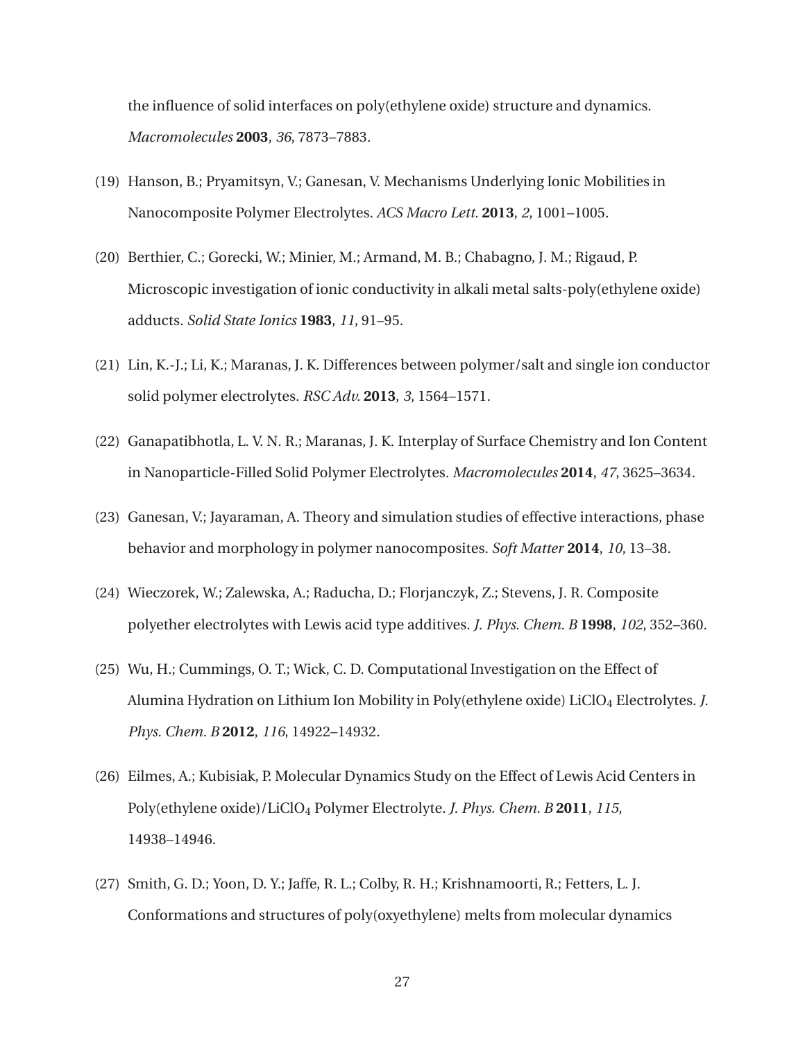the influence of solid interfaces on poly(ethylene oxide) structure and dynamics. *Macromolecules* **2003**, *36*, 7873–7883.

(19) Hanson, B.; Pryamitsyn, V.; Ganesan, V. Mechanisms Underlying Ionic Mobilities in Nanocomposite Polymer Electrolytes. *ACS Macro Lett.* **2013**, *2*, 1001–1005.

(20) Berthier, C.; Gorecki, W.; Minier, M.; Armand, M. B.; Chabagno, J. M.; Rigaud, P. Microscopic investigation of ionic conductivity in alkali metal salts-poly(ethylene oxide) adducts. *Solid State Ionics* **1983**, *11*, 91–95.

(21) Lin, K.-J.; Li, K.; Maranas, J. K. Differences between polymer/salt and single ion conductor solid polymer electrolytes. *RSC Adv.* **2013**, *3*, 1564–1571.

(22) Ganapatibhotla, L. V. N. R.; Maranas, J. K. Interplay of Surface Chemistry and Ion Content in Nanoparticle-Filled Solid Polymer Electrolytes. *Macromolecules* **2014**, *47*, 3625–3634.

(23) Ganesan, V.; Jayaraman, A. Theory and simulation studies of effective interactions, phase behavior and morphology in polymer nanocomposites. *Soft Matter* **2014**, *10*, 13–38.

(24) Wieczorek, W.; Zalewska, A.; Raducha, D.; Florjanczyk, Z.; Stevens, J. R. Composite polyether electrolytes with Lewis acid type additives. *J. Phys. Chem. B* **1998**, *102*, 352–360.

(25) Wu, H.; Cummings, O. T.; Wick, C. D. Computational Investigation on the Effect of Alumina Hydration on Lithium Ion Mobility in Poly(ethylene oxide) $LiClO_4$ Electrolytes. *J. Phys. Chem. B* **2012**, *116*, 14922–14932.

(26) Eilmes, A.; Kubisiak, P. Molecular Dynamics Study on the Effect of Lewis Acid Centers in Poly(ethylene oxide)/$LiClO_4$ Polymer Electrolyte. *J. Phys. Chem. B* **2011**, *115*, 14938–14946.

(27) Smith, G. D.; Yoon, D. Y.; Jaffe, R. L.; Colby, R. H.; Krishnamoorti, R.; Fetters, L. J. Conformations and structures of poly(oxyethylene) melts from molecular dynamics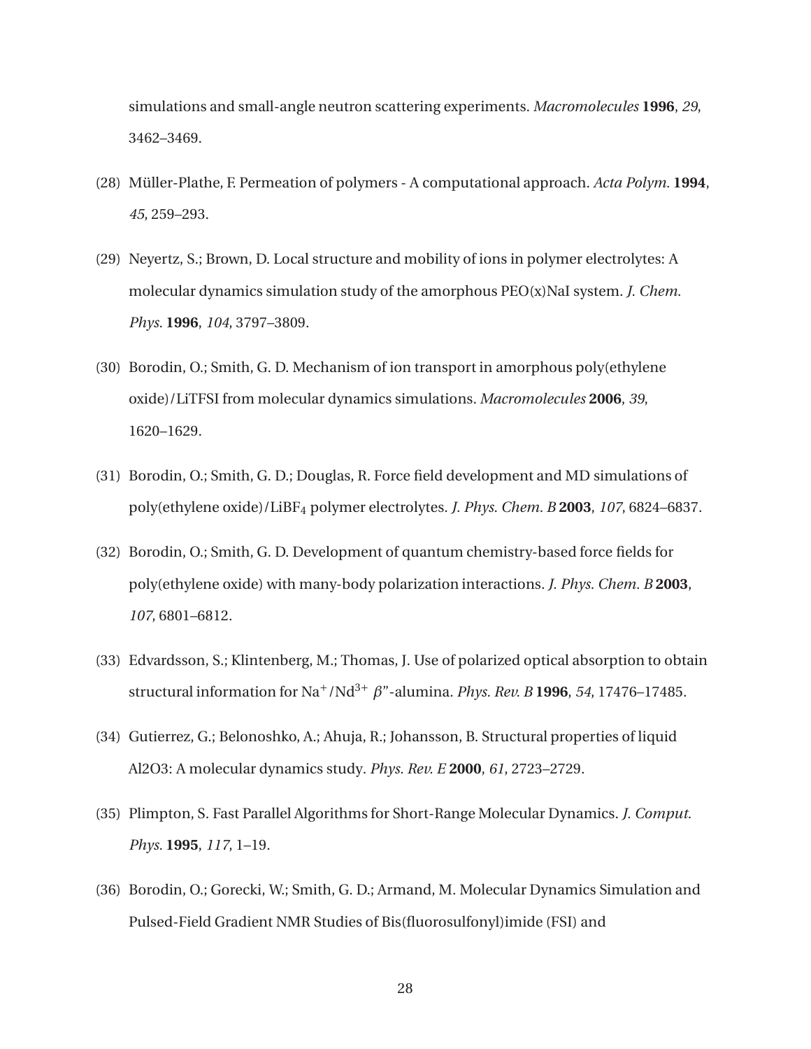simulations and small-angle neutron scattering experiments. *Macromolecules* **1996**, *29*, 3462–3469.

(28) Müller-Plathe, F. Permeation of polymers - A computational approach. *Acta Polym.* **1994**, *45*, 259–293.

(29) Neyertz, S.; Brown, D. Local structure and mobility of ions in polymer electrolytes: A molecular dynamics simulation study of the amorphous PEO(x)NaI system. *J. Chem. Phys.* **1996**, *104*, 3797–3809.

(30) Borodin, O.; Smith, G. D. Mechanism of ion transport in amorphous poly(ethylene oxide)/LiTFSI from molecular dynamics simulations. *Macromolecules* **2006**, *39*, 1620–1629.

(31) Borodin, O.; Smith, G. D.; Douglas, R. Force field development and MD simulations of poly(ethylene oxide)/$LiBF_4$ polymer electrolytes. *J. Phys. Chem. B* **2003**, *107*, 6824–6837.

(32) Borodin, O.; Smith, G. D. Development of quantum chemistry-based force fields for poly(ethylene oxide) with many-body polarization interactions. *J. Phys. Chem. B* **2003**, *107*, 6801–6812.

(33) Edvardsson, S.; Klintenberg, M.; Thomas, J. Use of polarized optical absorption to obtain structural information for $Na^+$/$Nd^{3+}$ $\beta$"-alumina. *Phys. Rev. B* **1996**, *54*, 17476–17485.

(34) Gutierrez, G.; Belonoshko, A.; Ahuja, R.; Johansson, B. Structural properties of liquid Al2O3: A molecular dynamics study. *Phys. Rev. E* **2000**, *61*, 2723–2729.

(35) Plimpton, S. Fast Parallel Algorithms for Short-Range Molecular Dynamics. *J. Comput. Phys.* **1995**, *117*, 1–19.

(36) Borodin, O.; Gorecki, W.; Smith, G. D.; Armand, M. Molecular Dynamics Simulation and Pulsed-Field Gradient NMR Studies of Bis(fluorosulfonyl)imide (FSI) and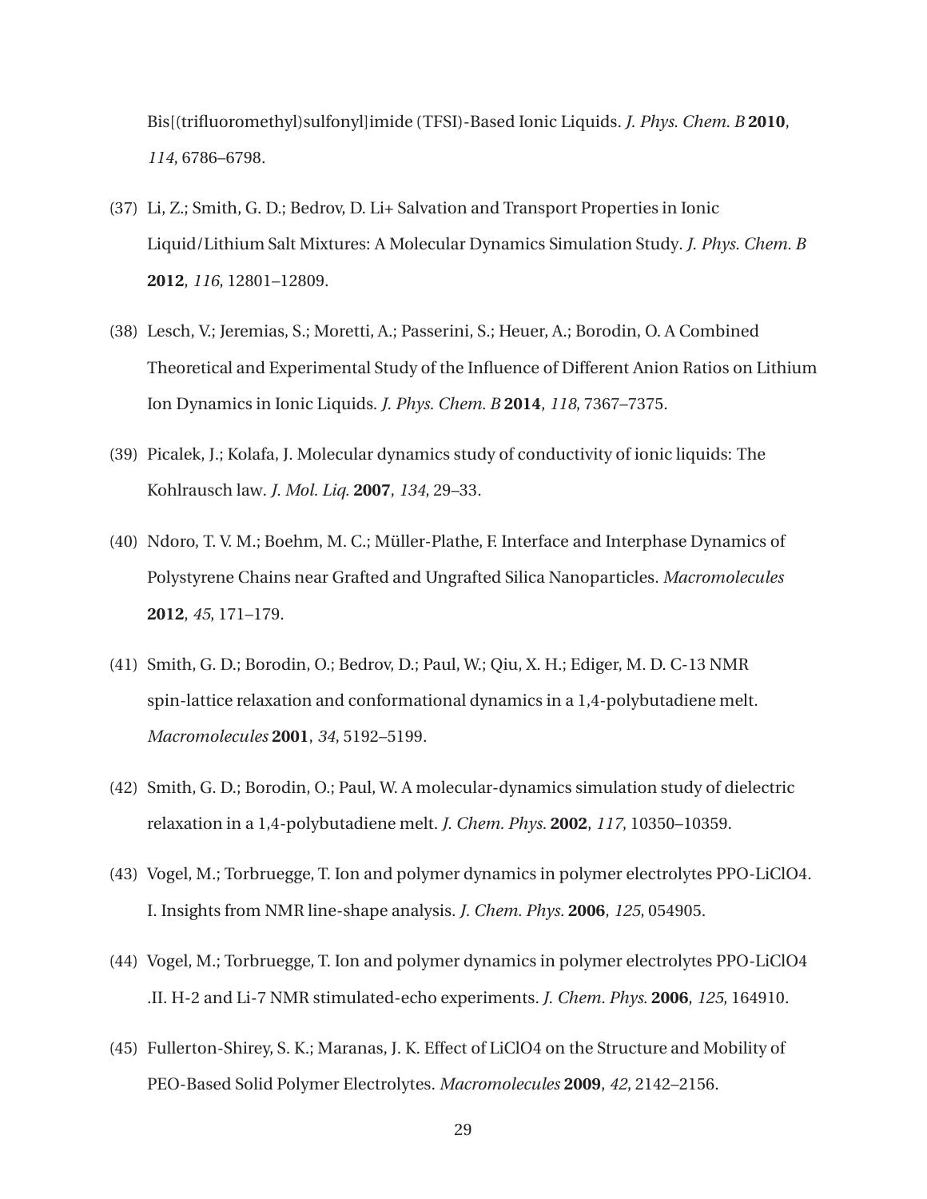Bis[(trifluoromethyl)sulfonyl]imide (TFSI)-Based Ionic Liquids. *J. Phys. Chem. B* **2010**, *114*, 6786–6798.

(37) Li, Z.; Smith, G. D.; Bedrov, D. Li+ Salvation and Transport Properties in Ionic Liquid/Lithium Salt Mixtures: A Molecular Dynamics Simulation Study. *J. Phys. Chem. B* **2012**, *116*, 12801–12809.

(38) Lesch, V.; Jeremias, S.; Moretti, A.; Passerini, S.; Heuer, A.; Borodin, O. A Combined Theoretical and Experimental Study of the Influence of Different Anion Ratios on Lithium Ion Dynamics in Ionic Liquids. *J. Phys. Chem. B* **2014**, *118*, 7367–7375.

(39) Picalek, J.; Kolafa, J. Molecular dynamics study of conductivity of ionic liquids: The Kohlrausch law. *J. Mol. Liq.* **2007**, *134*, 29–33.

(40) Ndoro, T. V. M.; Boehm, M. C.; Müller-Plathe, F. Interface and Interphase Dynamics of Polystyrene Chains near Grafted and Ungrafted Silica Nanoparticles. *Macromolecules* **2012**, *45*, 171–179.

(41) Smith, G. D.; Borodin, O.; Bedrov, D.; Paul, W.; Qiu, X. H.; Ediger, M. D. C-13 NMR spin-lattice relaxation and conformational dynamics in a 1,4-polybutadiene melt. *Macromolecules* **2001**, *34*, 5192–5199.

(42) Smith, G. D.; Borodin, O.; Paul, W. A molecular-dynamics simulation study of dielectric relaxation in a 1,4-polybutadiene melt. *J. Chem. Phys.* **2002**, *117*, 10350–10359.

(43) Vogel, M.; Torbruegge, T. Ion and polymer dynamics in polymer electrolytes PPO-LiClO4. I. Insights from NMR line-shape analysis. *J. Chem. Phys.* **2006**, *125*, 054905.

(44) Vogel, M.; Torbruegge, T. Ion and polymer dynamics in polymer electrolytes PPO-LiClO4 .II. H-2 and Li-7 NMR stimulated-echo experiments. *J. Chem. Phys.* **2006**, *125*, 164910.

(45) Fullerton-Shirey, S. K.; Maranas, J. K. Effect of LiClO4 on the Structure and Mobility of PEO-Based Solid Polymer Electrolytes. *Macromolecules* **2009**, *42*, 2142–2156.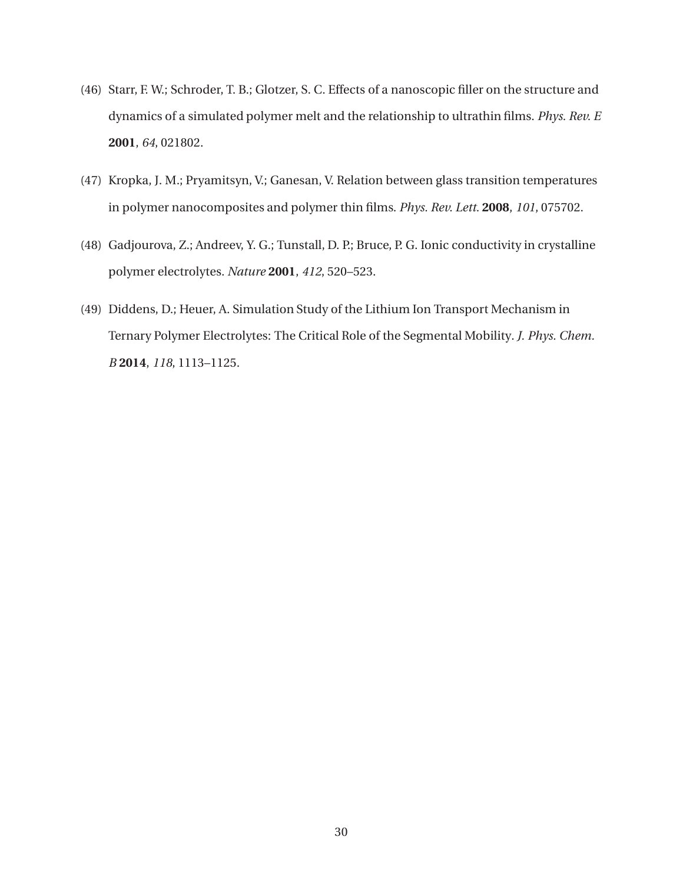(46) Starr, F. W.; Schroder, T. B.; Glotzer, S. C. Effects of a nanoscopic filler on the structure and dynamics of a simulated polymer melt and the relationship to ultrathin films. *Phys. Rev. E* **2001**, *64*, 021802.

(47) Kropka, J. M.; Pryamitsyn, V.; Ganesan, V. Relation between glass transition temperatures in polymer nanocomposites and polymer thin films. *Phys. Rev. Lett.* **2008**, *101*, 075702.

(48) Gadjourova, Z.; Andreev, Y. G.; Tunstall, D. P.; Bruce, P. G. Ionic conductivity in crystalline polymer electrolytes. *Nature* **2001**, *412*, 520–523.

(49) Diddens, D.; Heuer, A. Simulation Study of the Lithium Ion Transport Mechanism in Ternary Polymer Electrolytes: The Critical Role of the Segmental Mobility. *J. Phys. Chem. B* **2014**, *118*, 1113–1125.